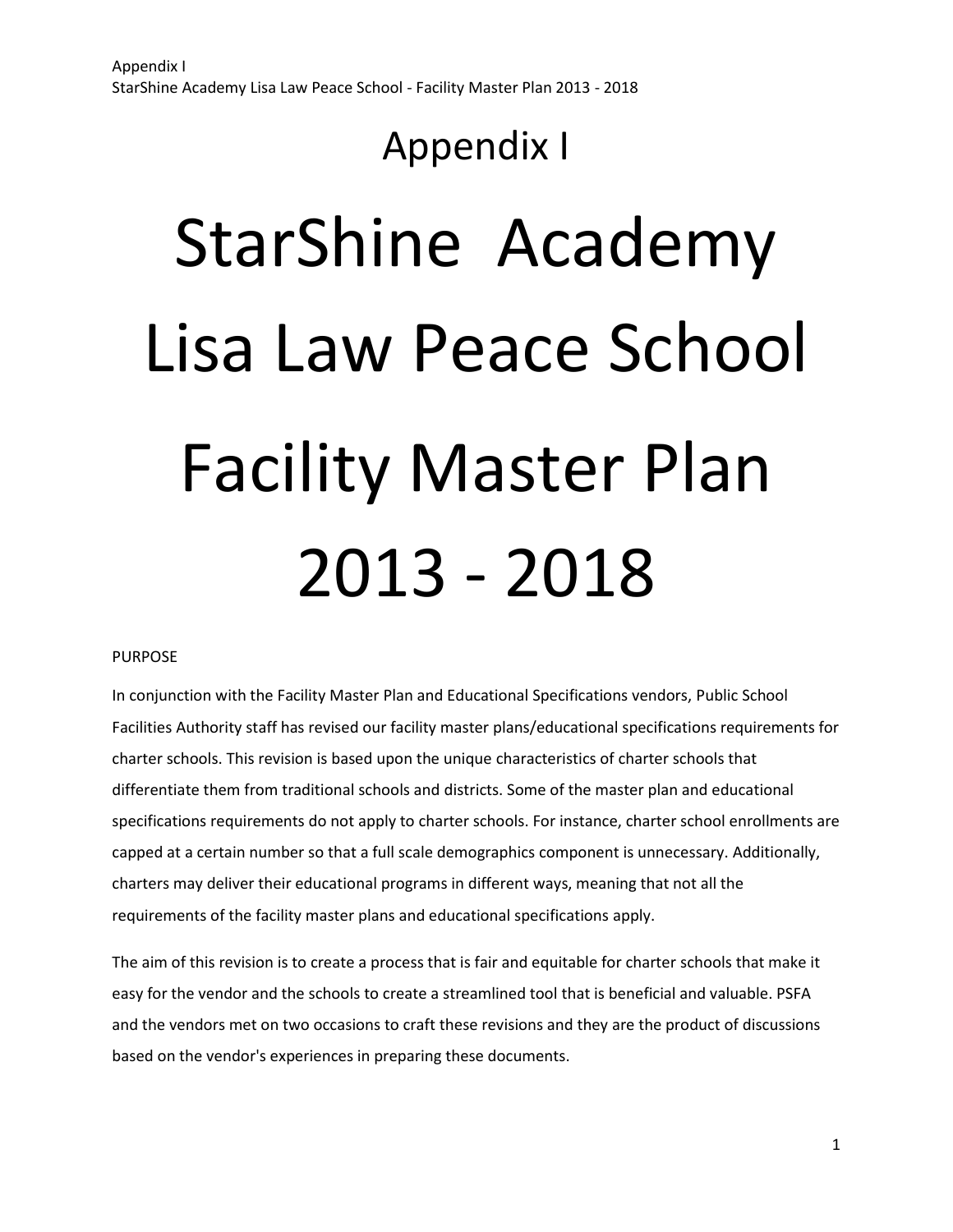# Appendix I

# StarShine Academy Lisa Law Peace School

# Facility Master Plan 2013 - 2018

PURPOSE

In conjunction with the Facility Master Plan and Educational Specifications vendors, Public School Facilities Authority staff has revised our facility master plans/educational specifications requirements for charter schools. This revision is based upon the unique characteristics of charter schools that differentiate them from traditional schools and districts. Some of the master plan and educational specifications requirements do not apply to charter schools. For instance, charter school enrollments are capped at a certain number so that a full scale demographics component is unnecessary. Additionally, charters may deliver their educational programs in different ways, meaning that not all the requirements of the facility master plans and educational specifications apply.

The aim of this revision is to create a process that is fair and equitable for charter schools that make it easy for the vendor and the schools to create a streamlined tool that is beneficial and valuable. PSFA and the vendors met on two occasions to craft these revisions and they are the product of discussions based on the vendor's experiences in preparing these documents.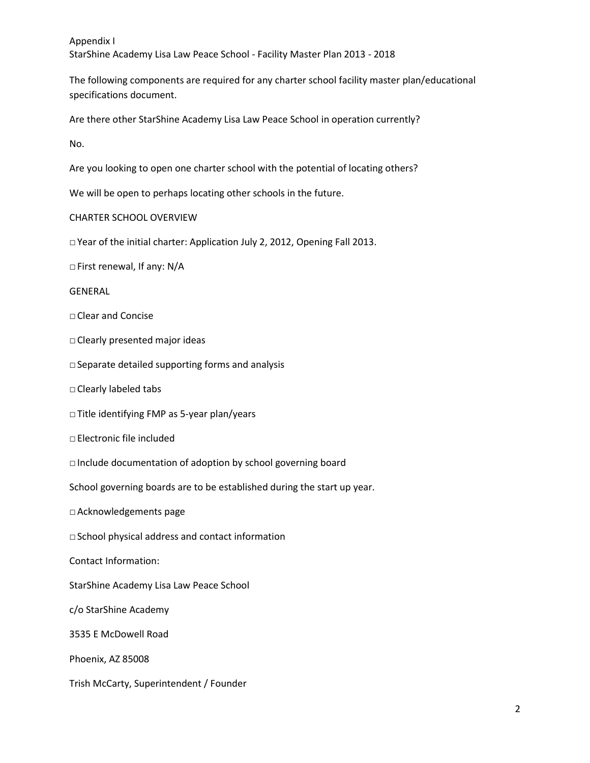Appendix I

StarShine Academy Lisa Law Peace School - Facility Master Plan 2013 - 2018

The following components are required for any charter school facility master plan/educational specifications document.

Are there other StarShine Academy Lisa Law Peace School in operation currently?

No.

Are you looking to open one charter school with the potential of locating others?

We will be open to perhaps locating other schools in the future.

CHARTER SCHOOL OVERVIEW

□ Year of the initial charter: Application July 2, 2012, Opening Fall 2013.

□ First renewal, If any: N/A

GENERAL

□ Clear and Concise

□ Clearly presented major ideas

□ Separate detailed supporting forms and analysis

□ Clearly labeled tabs

□ Title identifying FMP as 5-year plan/years

□ Electronic file included

□ Include documentation of adoption by school governing board

School governing boards are to be established during the start up year.

□ Acknowledgements page

□ School physical address and contact information

Contact Information:

StarShine Academy Lisa Law Peace School

c/o StarShine Academy

3535 E McDowell Road

Phoenix, AZ 85008

Trish McCarty, Superintendent / Founder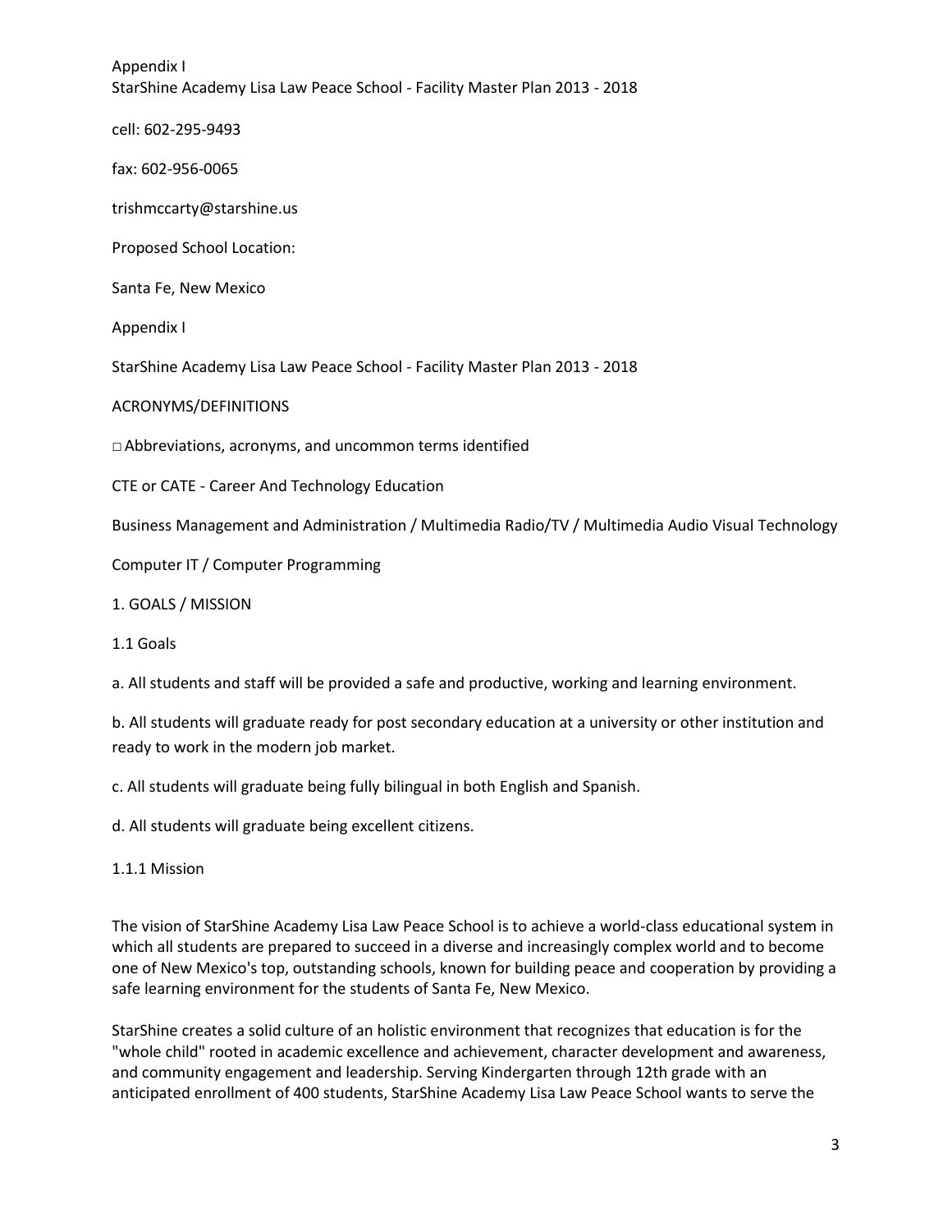Appendix I

StarShine Academy Lisa Law Peace School - Facility Master Plan 2013 - 2018

cell: 602-295-9493

fax: 602-956-0065

trishmccarty@starshine.us

Proposed School Location:

Santa Fe, New Mexico

Appendix I

StarShine Academy Lisa Law Peace School - Facility Master Plan 2013 - 2018

ACRONYMS/DEFINITIONS

□ Abbreviations, acronyms, and uncommon terms identified

CTE or CATE - Career And Technology Education

Business Management and Administration / Multimedia Radio/TV / Multimedia Audio Visual Technology

Computer IT / Computer Programming

## 1. GOALS / MISSION

### 1.1 Goals

a. All students and staff will be provided a safe and productive, working and learning environment.

b. All students will graduate ready for post secondary education at a university or other institution and ready to work in the modern job market.

c. All students will graduate being fully bilingual in both English and Spanish.

d. All students will graduate being excellent citizens.

#### 1.1.1 Mission

The vision of StarShine Academy Lisa Law Peace School is to achieve a world-class educational system in which all students are prepared to succeed in a diverse and increasingly complex world and to become one of New Mexico's top, outstanding schools, known for building peace and cooperation by providing a safe learning environment for the students of Santa Fe, New Mexico.

StarShine creates a solid culture of an holistic environment that recognizes that education is for the "whole child" rooted in academic excellence and achievement, character development and awareness, and community engagement and leadership. Serving Kindergarten through 12th grade with an anticipated enrollment of 400 students, StarShine Academy Lisa Law Peace School wants to serve the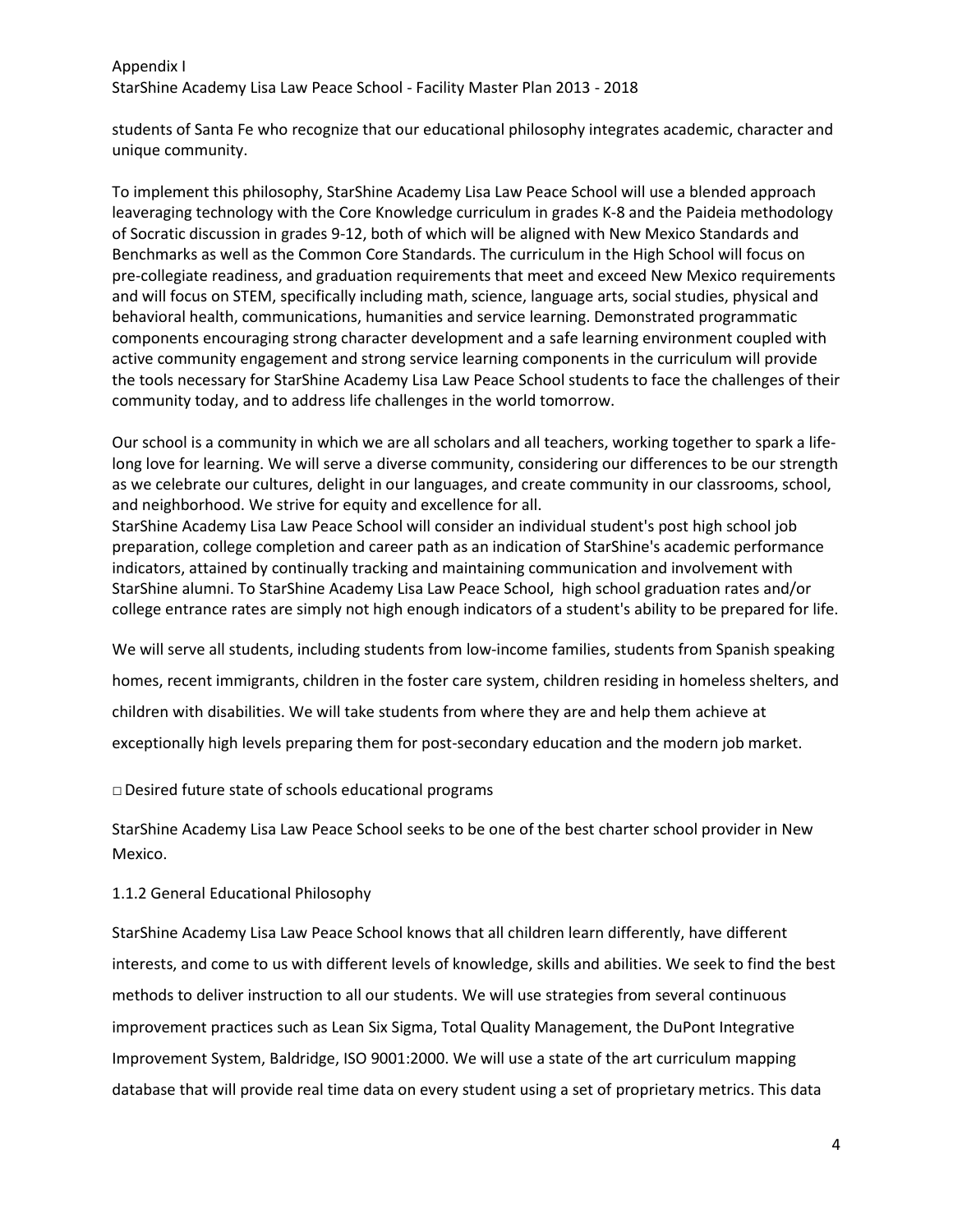students of Santa Fe who recognize that our educational philosophy integrates academic, character and unique community.

To implement this philosophy, StarShine Academy Lisa Law Peace School will use a blended approach leaveraging technology with the Core Knowledge curriculum in grades K-8 and the Paideia methodology of Socratic discussion in grades 9-12, both of which will be aligned with New Mexico Standards and Benchmarks as well as the Common Core Standards. The curriculum in the High School will focus on pre-collegiate readiness, and graduation requirements that meet and exceed New Mexico requirements and will focus on STEM, specifically including math, science, language arts, social studies, physical and behavioral health, communications, humanities and service learning. Demonstrated programmatic components encouraging strong character development and a safe learning environment coupled with active community engagement and strong service learning components in the curriculum will provide the tools necessary for StarShine Academy Lisa Law Peace School students to face the challenges of their community today, and to address life challenges in the world tomorrow.

Our school is a community in which we are all scholars and all teachers, working together to spark a life-long love for learning. We will serve a diverse community, considering our differences to be our strength as we celebrate our cultures, delight in our languages, and create community in our classrooms, school, and neighborhood. We strive for equity and excellence for all.

StarShine Academy Lisa Law Peace School will consider an individual student's post high school job preparation, college completion and career path as an indication of StarShine's academic performance indicators, attained by continually tracking and maintaining communication and involvement with StarShine alumni. To StarShine Academy Lisa Law Peace School, high school graduation rates and/or college entrance rates are simply not high enough indicators of a student's ability to be prepared for life.

We will serve all students, including students from low-income families, students from Spanish speaking homes, recent immigrants, children in the foster care system, children residing in homeless shelters, and children with disabilities. We will take students from where they are and help them achieve at exceptionally high levels preparing them for post-secondary education and the modern job market.

□ Desired future state of schools educational programs

StarShine Academy Lisa Law Peace School seeks to be one of the best charter school provider in New Mexico.

1.1.2 General Educational Philosophy

StarShine Academy Lisa Law Peace School knows that all children learn differently, have different interests, and come to us with different levels of knowledge, skills and abilities. We seek to find the best methods to deliver instruction to all our students. We will use strategies from several continuous improvement practices such as Lean Six Sigma, Total Quality Management, the DuPont Integrative Improvement System, Baldridge, ISO 9001:2000. We will use a state of the art curriculum mapping database that will provide real time data on every student using a set of proprietary metrics. This data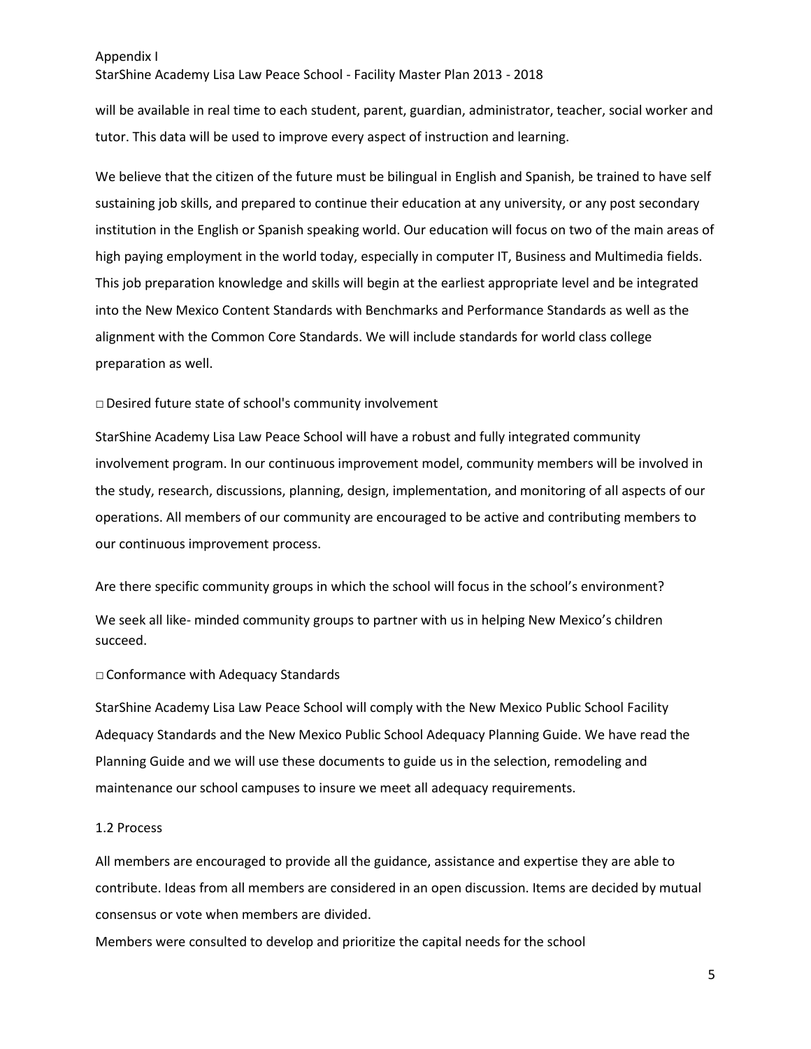will be available in real time to each student, parent, guardian, administrator, teacher, social worker and tutor. This data will be used to improve every aspect of instruction and learning.

We believe that the citizen of the future must be bilingual in English and Spanish, be trained to have self sustaining job skills, and prepared to continue their education at any university, or any post secondary institution in the English or Spanish speaking world. Our education will focus on two of the main areas of high paying employment in the world today, especially in computer IT, Business and Multimedia fields. This job preparation knowledge and skills will begin at the earliest appropriate level and be integrated into the New Mexico Content Standards with Benchmarks and Performance Standards as well as the alignment with the Common Core Standards. We will include standards for world class college preparation as well.

□ Desired future state of school's community involvement

StarShine Academy Lisa Law Peace School will have a robust and fully integrated community involvement program. In our continuous improvement model, community members will be involved in the study, research, discussions, planning, design, implementation, and monitoring of all aspects of our operations. All members of our community are encouraged to be active and contributing members to our continuous improvement process.

Are there specific community groups in which the school will focus in the school's environment?

We seek all like- minded community groups to partner with us in helping New Mexico's children succeed.

□ Conformance with Adequacy Standards

StarShine Academy Lisa Law Peace School will comply with the New Mexico Public School Facility Adequacy Standards and the New Mexico Public School Adequacy Planning Guide. We have read the Planning Guide and we will use these documents to guide us in the selection, remodeling and maintenance our school campuses to insure we meet all adequacy requirements.

1.2 Process

All members are encouraged to provide all the guidance, assistance and expertise they are able to contribute. Ideas from all members are considered in an open discussion. Items are decided by mutual consensus or vote when members are divided.

Members were consulted to develop and prioritize the capital needs for the school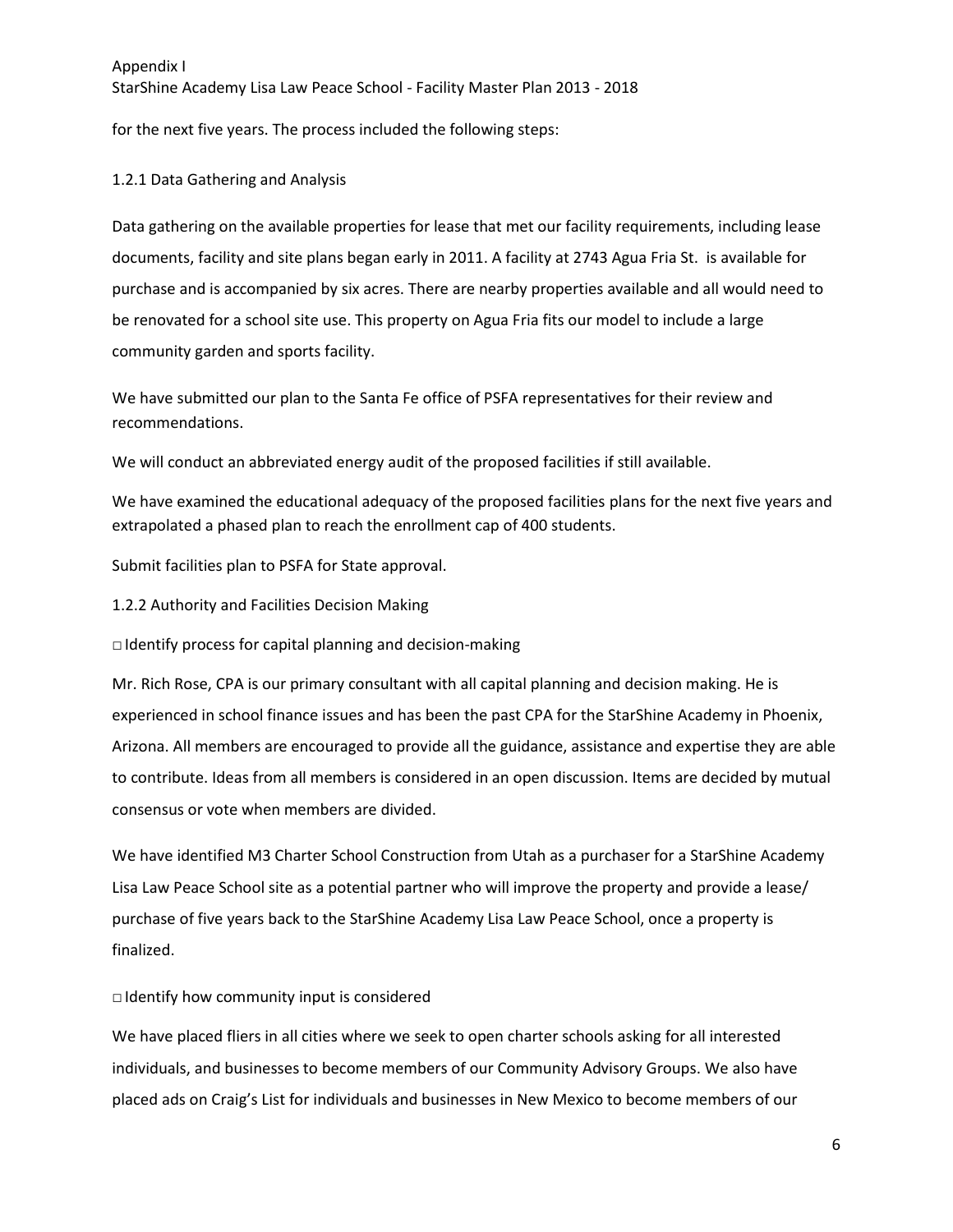for the next five years. The process included the following steps:

### 1.2.1 Data Gathering and Analysis

Data gathering on the available properties for lease that met our facility requirements, including lease documents, facility and site plans began early in 2011. A facility at 2743 Agua Fria St. is available for purchase and is accompanied by six acres. There are nearby properties available and all would need to be renovated for a school site use. This property on Agua Fria fits our model to include a large community garden and sports facility.

We have submitted our plan to the Santa Fe office of PSFA representatives for their review and recommendations.

We will conduct an abbreviated energy audit of the proposed facilities if still available.

We have examined the educational adequacy of the proposed facilities plans for the next five years and extrapolated a phased plan to reach the enrollment cap of 400 students.

Submit facilities plan to PSFA for State approval.

### 1.2.2 Authority and Facilities Decision Making

□ Identify process for capital planning and decision-making

Mr. Rich Rose, CPA is our primary consultant with all capital planning and decision making. He is experienced in school finance issues and has been the past CPA for the StarShine Academy in Phoenix, Arizona. All members are encouraged to provide all the guidance, assistance and expertise they are able to contribute. Ideas from all members is considered in an open discussion. Items are decided by mutual consensus or vote when members are divided.

We have identified M3 Charter School Construction from Utah as a purchaser for a StarShine Academy Lisa Law Peace School site as a potential partner who will improve the property and provide a lease/ purchase of five years back to the StarShine Academy Lisa Law Peace School, once a property is finalized.

□ Identify how community input is considered

We have placed fliers in all cities where we seek to open charter schools asking for all interested individuals, and businesses to become members of our Community Advisory Groups. We also have placed ads on Craig's List for individuals and businesses in New Mexico to become members of our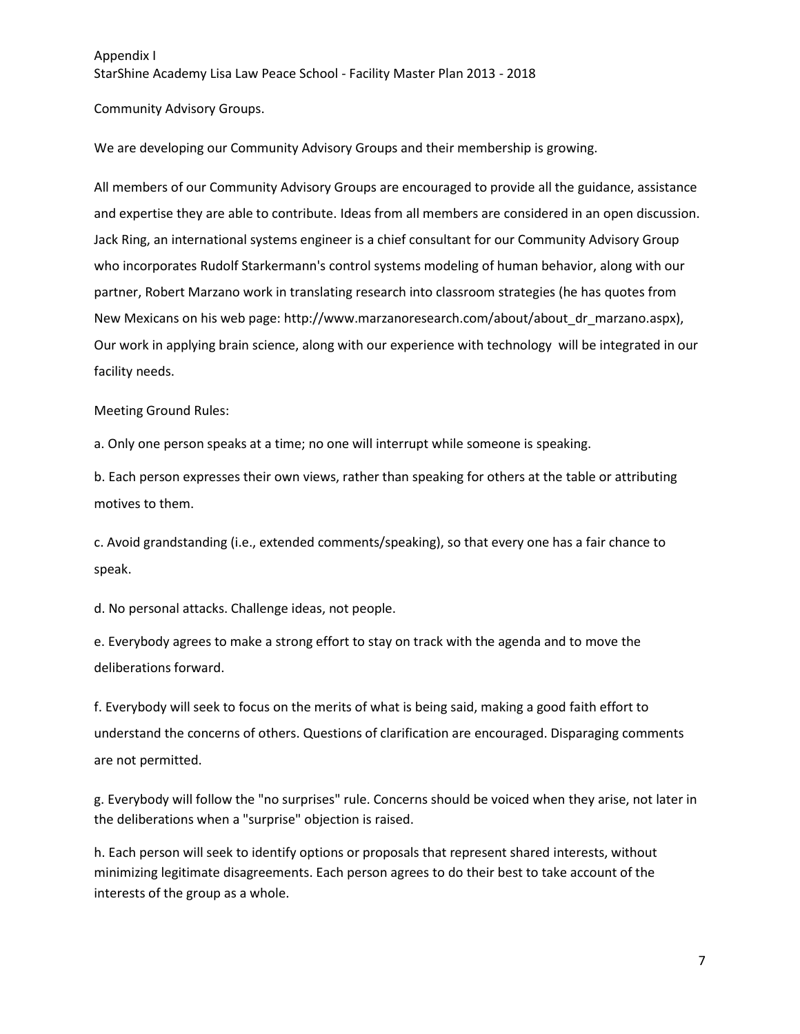Community Advisory Groups.

We are developing our Community Advisory Groups and their membership is growing.

All members of our Community Advisory Groups are encouraged to provide all the guidance, assistance and expertise they are able to contribute. Ideas from all members are considered in an open discussion. Jack Ring, an international systems engineer is a chief consultant for our Community Advisory Group who incorporates Rudolf Starkermann's control systems modeling of human behavior, along with our partner, Robert Marzano work in translating research into classroom strategies (he has quotes from New Mexicans on his web page: http://www.marzanoresearch.com/about/about_dr_marzano.aspx), Our work in applying brain science, along with our experience with technology will be integrated in our facility needs.

Meeting Ground Rules:

a. Only one person speaks at a time; no one will interrupt while someone is speaking.

b. Each person expresses their own views, rather than speaking for others at the table or attributing motives to them.

c. Avoid grandstanding (i.e., extended comments/speaking), so that every one has a fair chance to speak.

d. No personal attacks. Challenge ideas, not people.

e. Everybody agrees to make a strong effort to stay on track with the agenda and to move the deliberations forward.

f. Everybody will seek to focus on the merits of what is being said, making a good faith effort to understand the concerns of others. Questions of clarification are encouraged. Disparaging comments are not permitted.

g. Everybody will follow the "no surprises" rule. Concerns should be voiced when they arise, not later in the deliberations when a "surprise" objection is raised.

h. Each person will seek to identify options or proposals that represent shared interests, without minimizing legitimate disagreements. Each person agrees to do their best to take account of the interests of the group as a whole.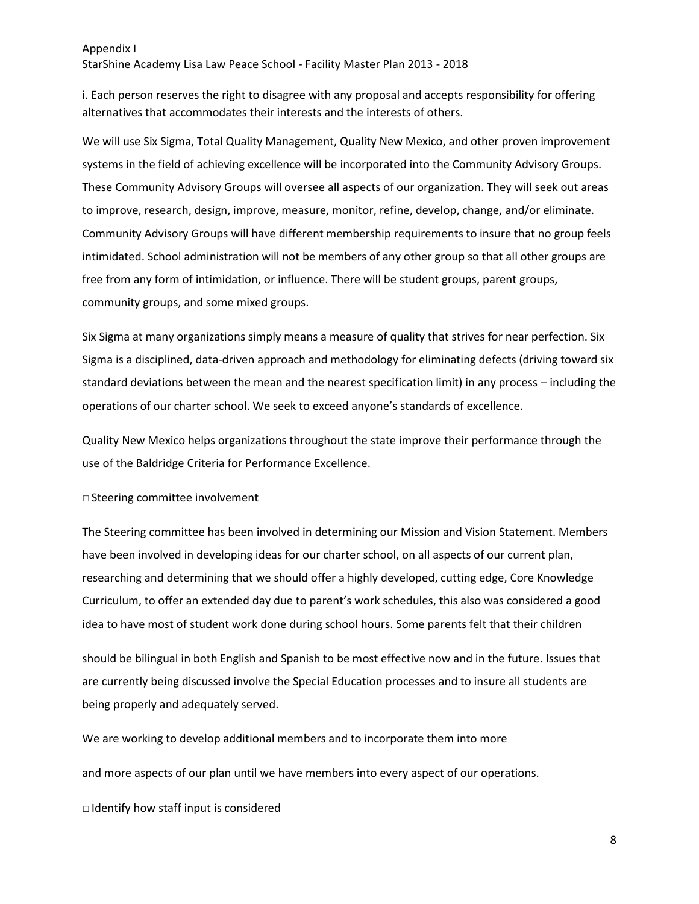i. Each person reserves the right to disagree with any proposal and accepts responsibility for offering alternatives that accommodates their interests and the interests of others.

We will use Six Sigma, Total Quality Management, Quality New Mexico, and other proven improvement systems in the field of achieving excellence will be incorporated into the Community Advisory Groups. These Community Advisory Groups will oversee all aspects of our organization. They will seek out areas to improve, research, design, improve, measure, monitor, refine, develop, change, and/or eliminate. Community Advisory Groups will have different membership requirements to insure that no group feels intimidated. School administration will not be members of any other group so that all other groups are free from any form of intimidation, or influence. There will be student groups, parent groups, community groups, and some mixed groups.

Six Sigma at many organizations simply means a measure of quality that strives for near perfection. Six Sigma is a disciplined, data-driven approach and methodology for eliminating defects (driving toward six standard deviations between the mean and the nearest specification limit) in any process – including the operations of our charter school. We seek to exceed anyone's standards of excellence.

Quality New Mexico helps organizations throughout the state improve their performance through the use of the Baldridge Criteria for Performance Excellence.

□ Steering committee involvement

The Steering committee has been involved in determining our Mission and Vision Statement. Members have been involved in developing ideas for our charter school, on all aspects of our current plan, researching and determining that we should offer a highly developed, cutting edge, Core Knowledge Curriculum, to offer an extended day due to parent's work schedules, this also was considered a good idea to have most of student work done during school hours. Some parents felt that their children should be bilingual in both English and Spanish to be most effective now and in the future. Issues that are currently being discussed involve the Special Education processes and to insure all students are being properly and adequately served.

We are working to develop additional members and to incorporate them into more and more aspects of our plan until we have members into every aspect of our operations.

□ Identify how staff input is considered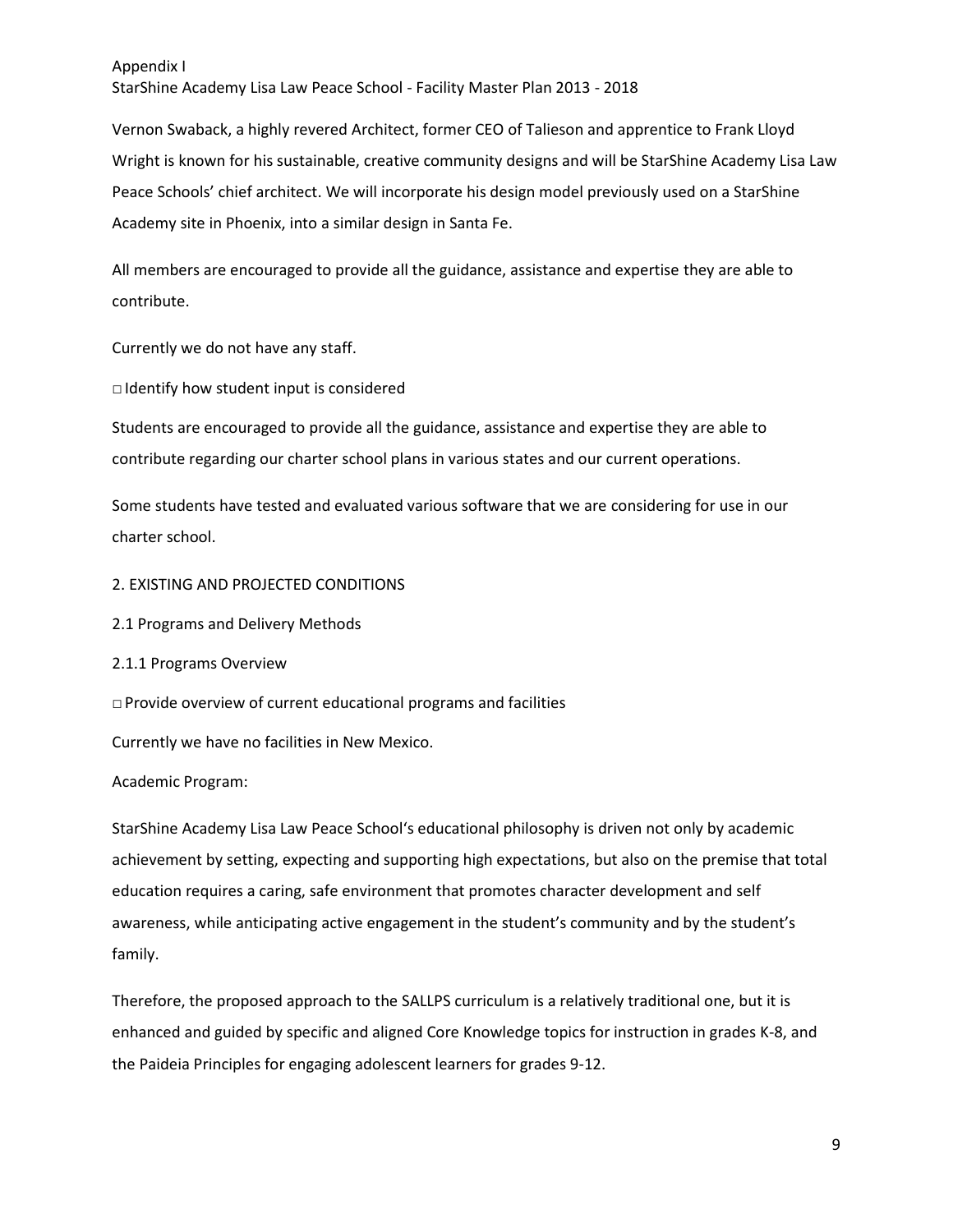Vernon Swaback, a highly revered Architect, former CEO of Talieson and apprentice to Frank Lloyd Wright is known for his sustainable, creative community designs and will be StarShine Academy Lisa Law Peace Schools' chief architect. We will incorporate his design model previously used on a StarShine Academy site in Phoenix, into a similar design in Santa Fe.

All members are encouraged to provide all the guidance, assistance and expertise they are able to contribute.

Currently we do not have any staff.

□ Identify how student input is considered

Students are encouraged to provide all the guidance, assistance and expertise they are able to contribute regarding our charter school plans in various states and our current operations.

Some students have tested and evaluated various software that we are considering for use in our charter school.

## 2. EXISTING AND PROJECTED CONDITIONS

### 2.1 Programs and Delivery Methods

#### 2.1.1 Programs Overview

□ Provide overview of current educational programs and facilities

Currently we have no facilities in New Mexico.

Academic Program:

StarShine Academy Lisa Law Peace School's educational philosophy is driven not only by academic achievement by setting, expecting and supporting high expectations, but also on the premise that total education requires a caring, safe environment that promotes character development and self awareness, while anticipating active engagement in the student's community and by the student's family.

Therefore, the proposed approach to the SALLPS curriculum is a relatively traditional one, but it is enhanced and guided by specific and aligned Core Knowledge topics for instruction in grades K-8, and the Paideia Principles for engaging adolescent learners for grades 9-12.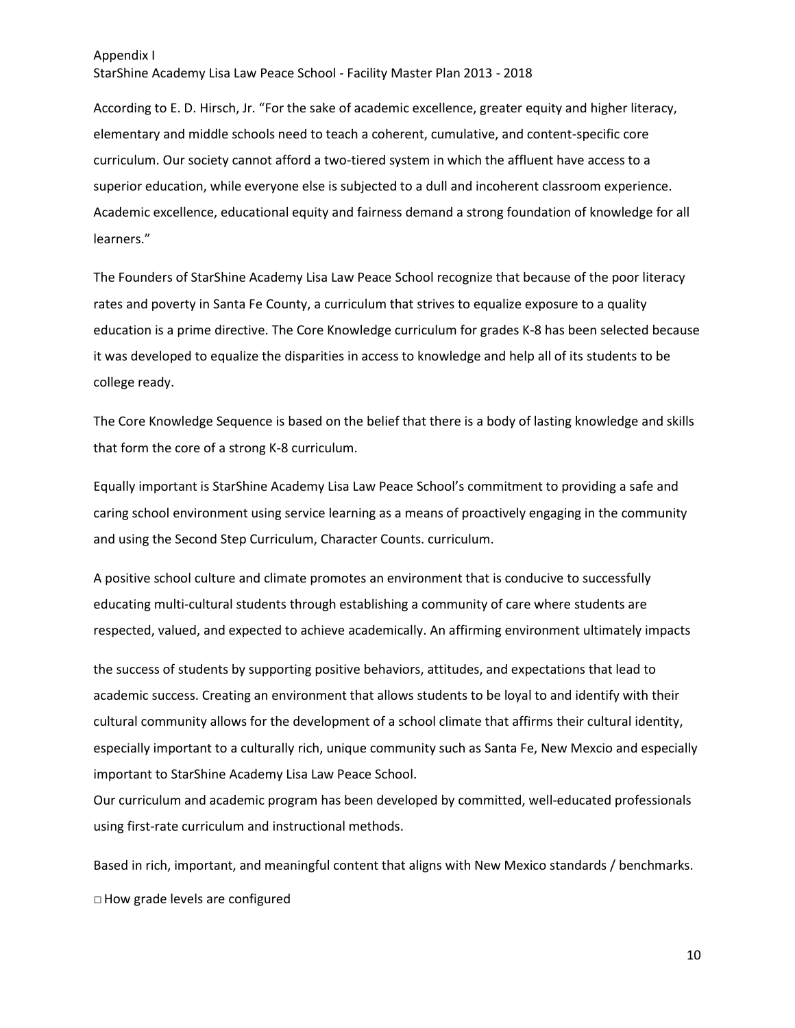According to E. D. Hirsch, Jr. "For the sake of academic excellence, greater equity and higher literacy, elementary and middle schools need to teach a coherent, cumulative, and content-specific core curriculum. Our society cannot afford a two-tiered system in which the affluent have access to a superior education, while everyone else is subjected to a dull and incoherent classroom experience. Academic excellence, educational equity and fairness demand a strong foundation of knowledge for all learners."

The Founders of StarShine Academy Lisa Law Peace School recognize that because of the poor literacy rates and poverty in Santa Fe County, a curriculum that strives to equalize exposure to a quality education is a prime directive. The Core Knowledge curriculum for grades K-8 has been selected because it was developed to equalize the disparities in access to knowledge and help all of its students to be college ready.

The Core Knowledge Sequence is based on the belief that there is a body of lasting knowledge and skills that form the core of a strong K-8 curriculum.

Equally important is StarShine Academy Lisa Law Peace School's commitment to providing a safe and caring school environment using service learning as a means of proactively engaging in the community and using the Second Step Curriculum, Character Counts. curriculum.

A positive school culture and climate promotes an environment that is conducive to successfully educating multi-cultural students through establishing a community of care where students are respected, valued, and expected to achieve academically. An affirming environment ultimately impacts the success of students by supporting positive behaviors, attitudes, and expectations that lead to academic success. Creating an environment that allows students to be loyal to and identify with their cultural community allows for the development of a school climate that affirms their cultural identity, especially important to a culturally rich, unique community such as Santa Fe, New Mexcio and especially important to StarShine Academy Lisa Law Peace School.

Our curriculum and academic program has been developed by committed, well-educated professionals using first-rate curriculum and instructional methods.

Based in rich, important, and meaningful content that aligns with New Mexico standards / benchmarks.

□ How grade levels are configured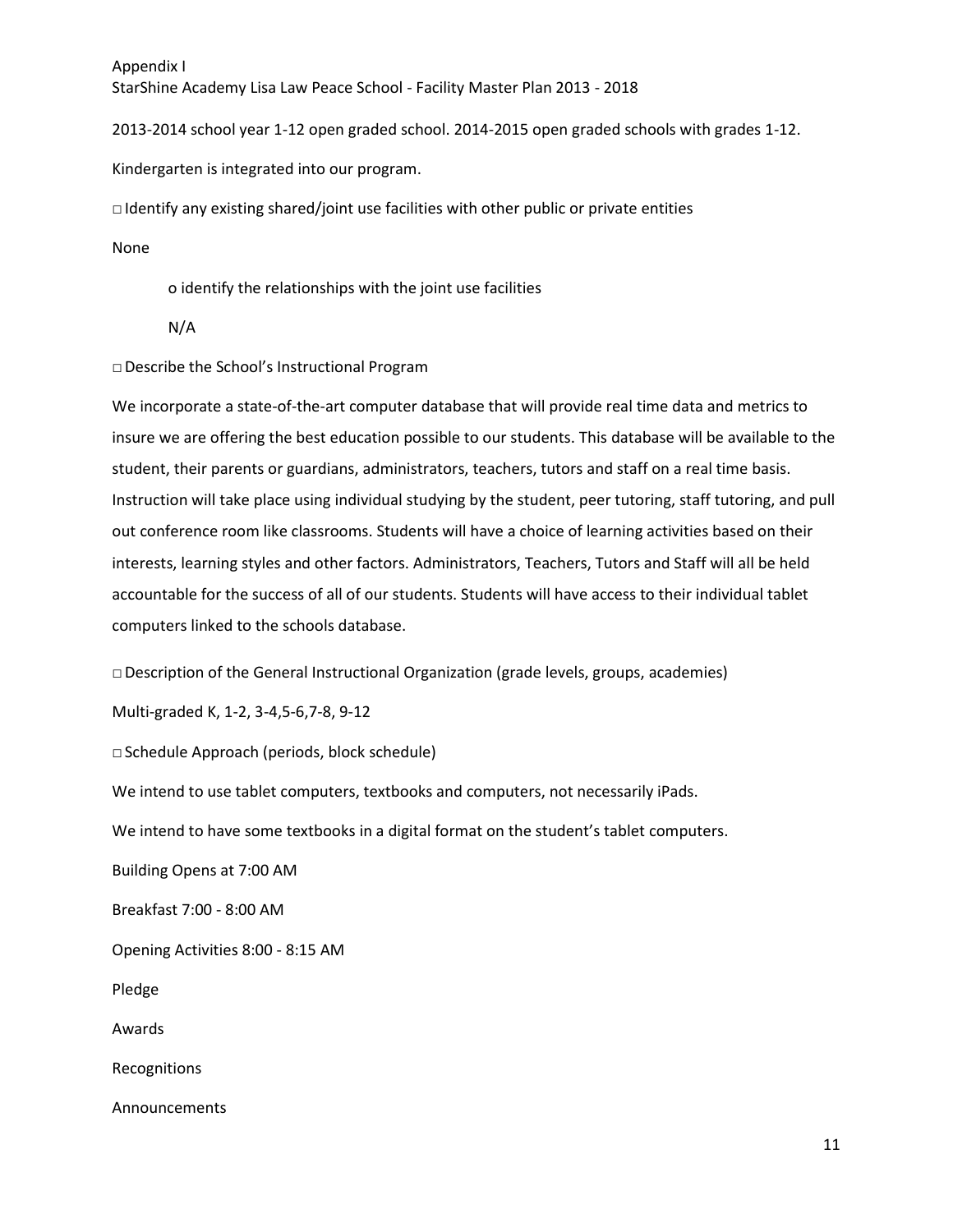2013-2014 school year 1-12 open graded school. 2014-2015 open graded schools with grades 1-12.

Kindergarten is integrated into our program.

□ Identify any existing shared/joint use facilities with other public or private entities

None

o identify the relationships with the joint use facilities

N/A

□ Describe the School's Instructional Program

We incorporate a state-of-the-art computer database that will provide real time data and metrics to insure we are offering the best education possible to our students. This database will be available to the student, their parents or guardians, administrators, teachers, tutors and staff on a real time basis. Instruction will take place using individual studying by the student, peer tutoring, staff tutoring, and pull out conference room like classrooms. Students will have a choice of learning activities based on their interests, learning styles and other factors. Administrators, Teachers, Tutors and Staff will all be held accountable for the success of all of our students. Students will have access to their individual tablet computers linked to the schools database.

□ Description of the General Instructional Organization (grade levels, groups, academies)

Multi-graded K, 1-2, 3-4,5-6,7-8, 9-12

□ Schedule Approach (periods, block schedule)

We intend to use tablet computers, textbooks and computers, not necessarily iPads.

We intend to have some textbooks in a digital format on the student's tablet computers.

Building Opens at 7:00 AM

Breakfast 7:00 - 8:00 AM

Opening Activities 8:00 - 8:15 AM

Pledge

Awards

Recognitions

Announcements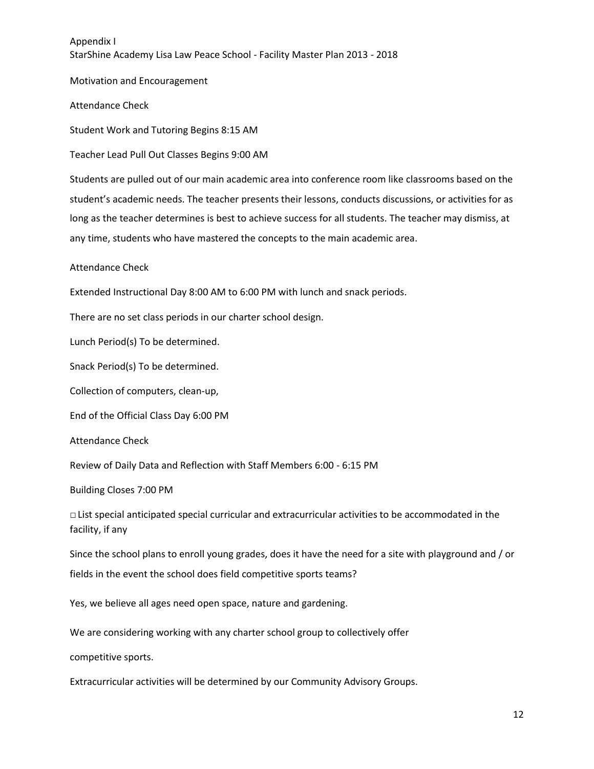Motivation and Encouragement

Attendance Check

Student Work and Tutoring Begins 8:15 AM

Teacher Lead Pull Out Classes Begins 9:00 AM

Students are pulled out of our main academic area into conference room like classrooms based on the student's academic needs. The teacher presents their lessons, conducts discussions, or activities for as long as the teacher determines is best to achieve success for all students. The teacher may dismiss, at any time, students who have mastered the concepts to the main academic area.

Attendance Check

Extended Instructional Day 8:00 AM to 6:00 PM with lunch and snack periods.

There are no set class periods in our charter school design.

Lunch Period(s) To be determined.

Snack Period(s) To be determined.

Collection of computers, clean-up,

End of the Official Class Day 6:00 PM

Attendance Check

Review of Daily Data and Reflection with Staff Members 6:00 - 6:15 PM

Building Closes 7:00 PM

□ List special anticipated special curricular and extracurricular activities to be accommodated in the facility, if any

Since the school plans to enroll young grades, does it have the need for a site with playground and / or fields in the event the school does field competitive sports teams?

Yes, we believe all ages need open space, nature and gardening.

We are considering working with any charter school group to collectively offer

competitive sports.

Extracurricular activities will be determined by our Community Advisory Groups.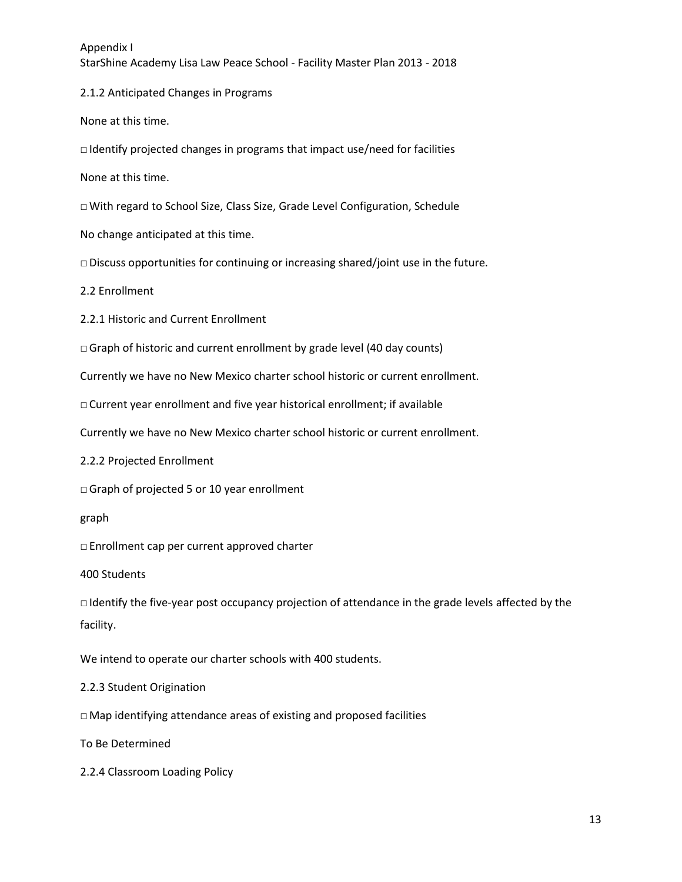2.1.2 Anticipated Changes in Programs

None at this time.

□ Identify projected changes in programs that impact use/need for facilities

None at this time.

□ With regard to School Size, Class Size, Grade Level Configuration, Schedule

No change anticipated at this time.

□ Discuss opportunities for continuing or increasing shared/joint use in the future.

2.2 Enrollment

2.2.1 Historic and Current Enrollment

□ Graph of historic and current enrollment by grade level (40 day counts)

Currently we have no New Mexico charter school historic or current enrollment.

□ Current year enrollment and five year historical enrollment; if available

Currently we have no New Mexico charter school historic or current enrollment.

2.2.2 Projected Enrollment

□ Graph of projected 5 or 10 year enrollment

graph

□ Enrollment cap per current approved charter

400 Students

□ Identify the five-year post occupancy projection of attendance in the grade levels affected by the facility.

We intend to operate our charter schools with 400 students.

2.2.3 Student Origination

□ Map identifying attendance areas of existing and proposed facilities

To Be Determined

2.2.4 Classroom Loading Policy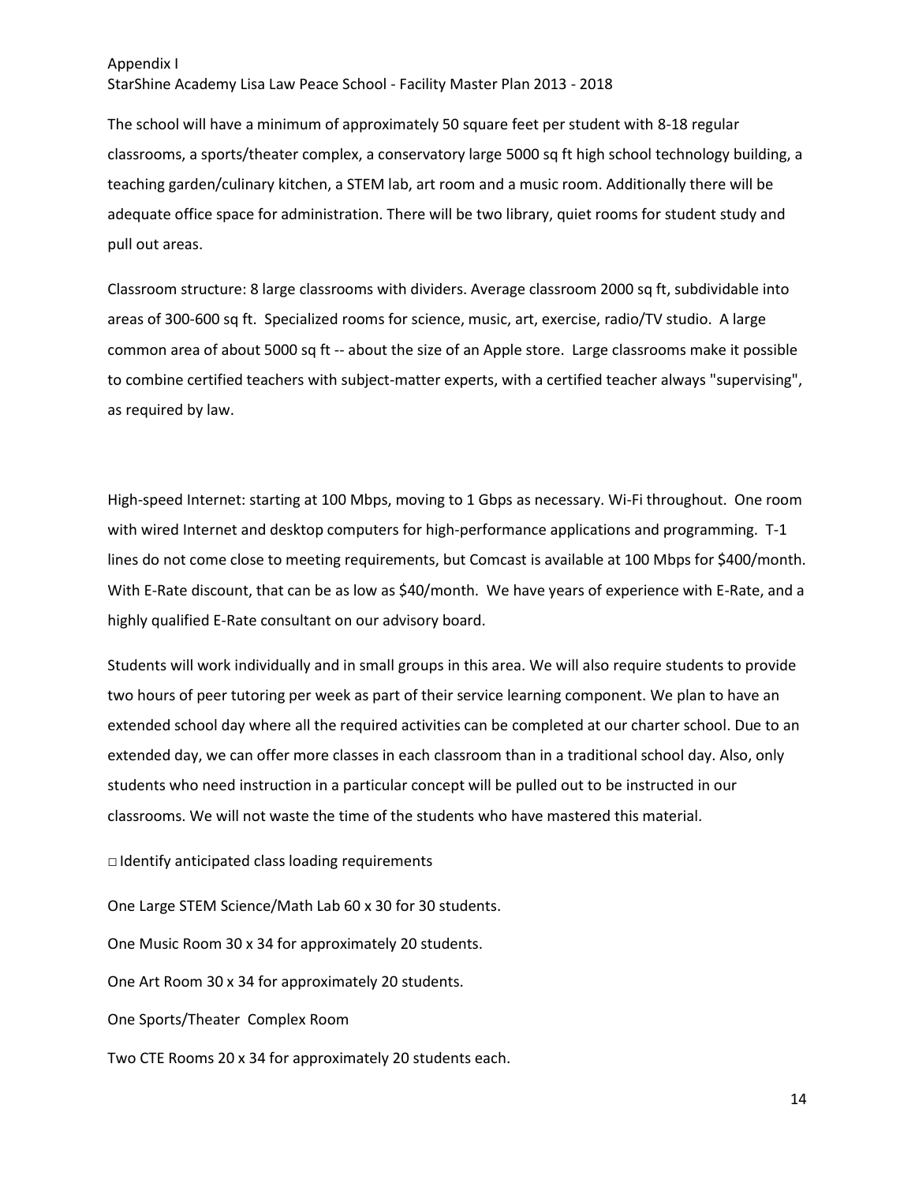The school will have a minimum of approximately 50 square feet per student with 8-18 regular classrooms, a sports/theater complex, a conservatory large 5000 sq ft high school technology building, a teaching garden/culinary kitchen, a STEM lab, art room and a music room. Additionally there will be adequate office space for administration. There will be two library, quiet rooms for student study and pull out areas.

Classroom structure: 8 large classrooms with dividers. Average classroom 2000 sq ft, subdividable into areas of 300-600 sq ft. Specialized rooms for science, music, art, exercise, radio/TV studio. A large common area of about 5000 sq ft -- about the size of an Apple store. Large classrooms make it possible to combine certified teachers with subject-matter experts, with a certified teacher always "supervising", as required by law.

High-speed Internet: starting at 100 Mbps, moving to 1 Gbps as necessary. Wi-Fi throughout. One room with wired Internet and desktop computers for high-performance applications and programming. T-1 lines do not come close to meeting requirements, but Comcast is available at 100 Mbps for $400/month. With E-Rate discount, that can be as low as $40/month. We have years of experience with E-Rate, and a highly qualified E-Rate consultant on our advisory board.

Students will work individually and in small groups in this area. We will also require students to provide two hours of peer tutoring per week as part of their service learning component. We plan to have an extended school day where all the required activities can be completed at our charter school. Due to an extended day, we can offer more classes in each classroom than in a traditional school day. Also, only students who need instruction in a particular concept will be pulled out to be instructed in our classrooms. We will not waste the time of the students who have mastered this material.

□ Identify anticipated class loading requirements

One Large STEM Science/Math Lab 60 x 30 for 30 students.

One Music Room 30 x 34 for approximately 20 students.

One Art Room 30 x 34 for approximately 20 students.

One Sports/Theater Complex Room

Two CTE Rooms 20 x 34 for approximately 20 students each.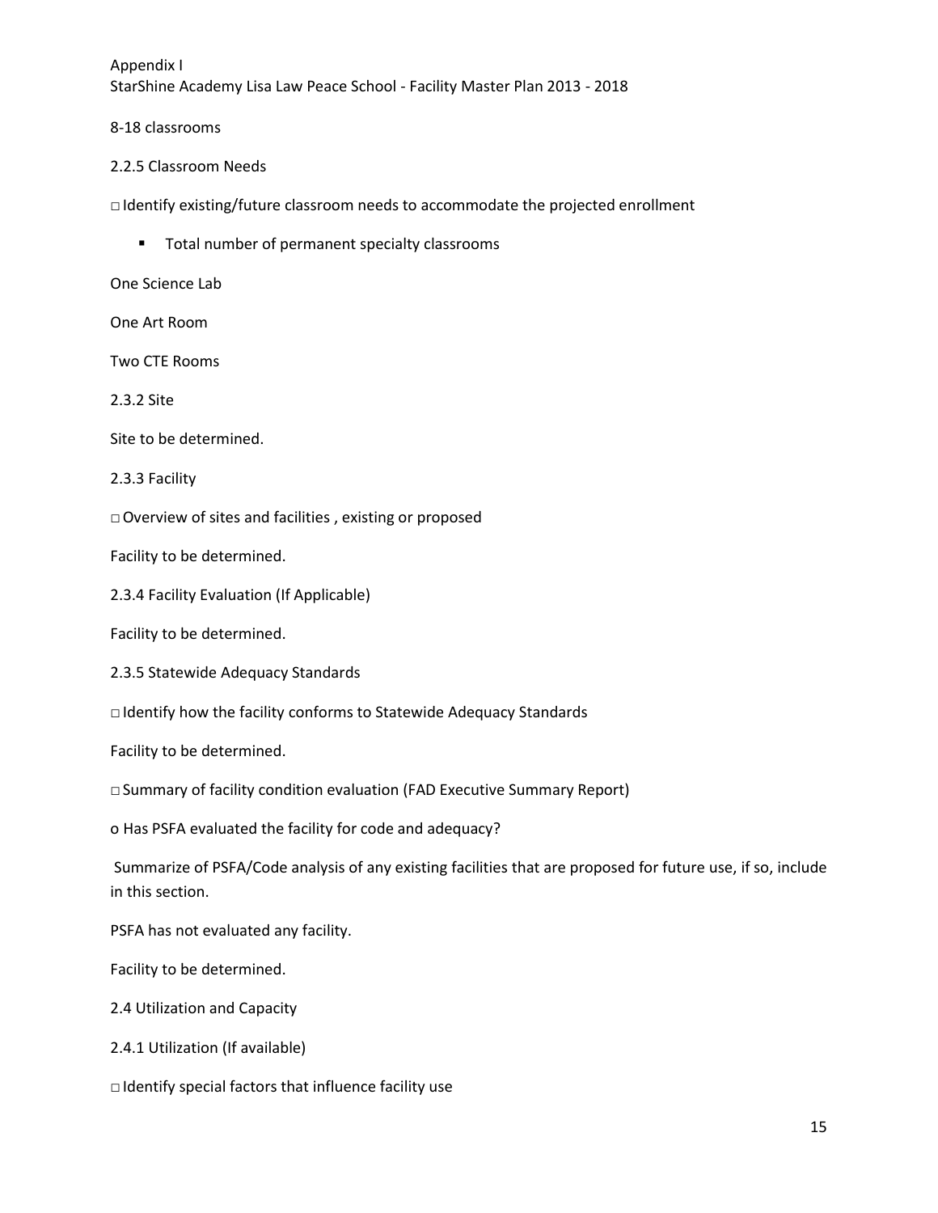8-18 classrooms

2.2.5 Classroom Needs

□ Identify existing/future classroom needs to accommodate the projected enrollment

- Total number of permanent specialty classrooms

One Science Lab

One Art Room

Two CTE Rooms

2.3.2 Site

Site to be determined.

2.3.3 Facility

□ Overview of sites and facilities , existing or proposed

Facility to be determined.

2.3.4 Facility Evaluation (If Applicable)

Facility to be determined.

2.3.5 Statewide Adequacy Standards

□ Identify how the facility conforms to Statewide Adequacy Standards

Facility to be determined.

□ Summary of facility condition evaluation (FAD Executive Summary Report)

o Has PSFA evaluated the facility for code and adequacy?

Summarize of PSFA/Code analysis of any existing facilities that are proposed for future use, if so, include in this section.

PSFA has not evaluated any facility.

Facility to be determined.

2.4 Utilization and Capacity

2.4.1 Utilization (If available)

□ Identify special factors that influence facility use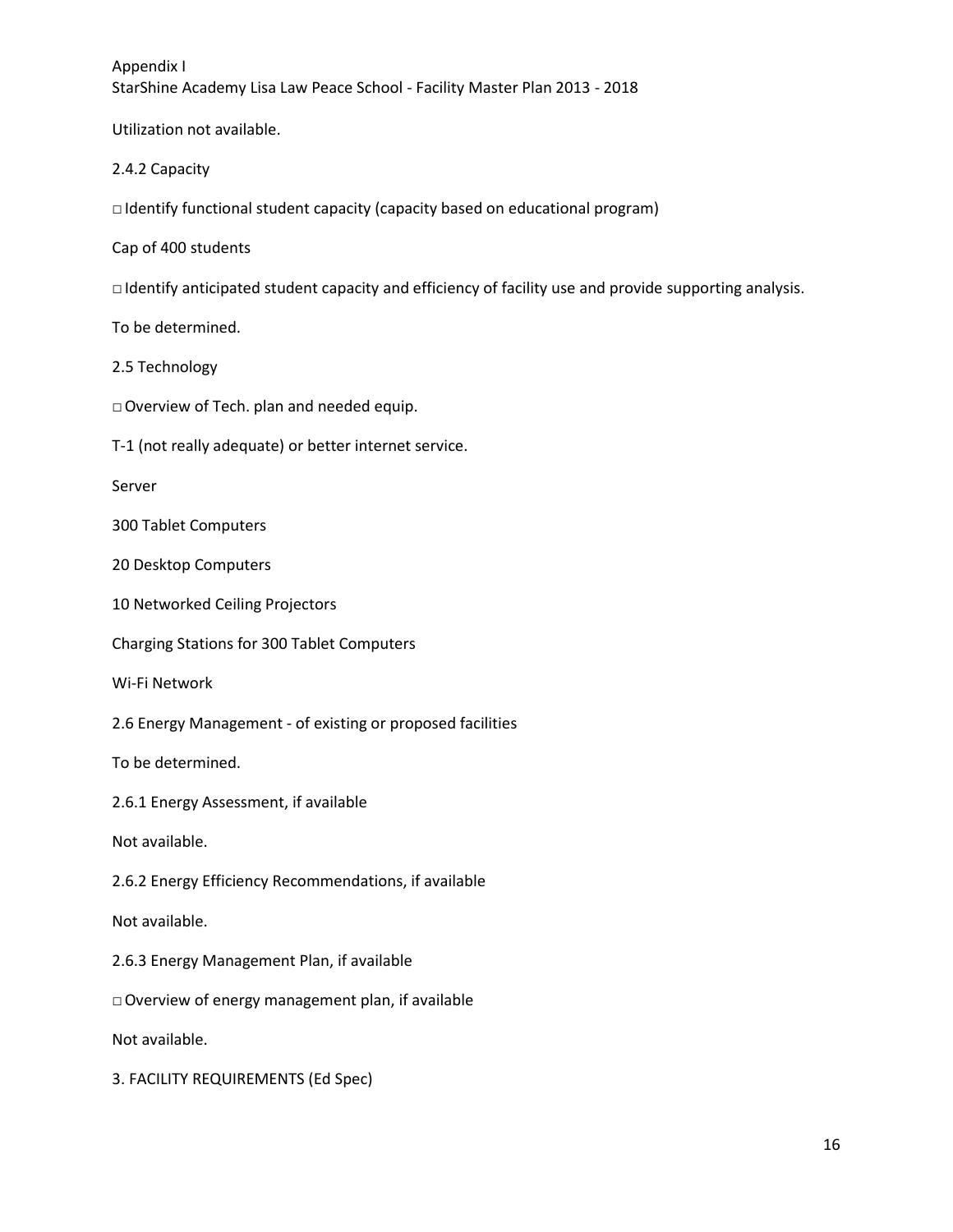Utilization not available.

2.4.2 Capacity

□ Identify functional student capacity (capacity based on educational program)

Cap of 400 students

□ Identify anticipated student capacity and efficiency of facility use and provide supporting analysis.

To be determined.

2.5 Technology

□ Overview of Tech. plan and needed equip.

T-1 (not really adequate) or better internet service.

Server

300 Tablet Computers

20 Desktop Computers

10 Networked Ceiling Projectors

Charging Stations for 300 Tablet Computers

Wi-Fi Network

2.6 Energy Management - of existing or proposed facilities

To be determined.

2.6.1 Energy Assessment, if available

Not available.

2.6.2 Energy Efficiency Recommendations, if available

Not available.

2.6.3 Energy Management Plan, if available

□ Overview of energy management plan, if available

Not available.

3. FACILITY REQUIREMENTS (Ed Spec)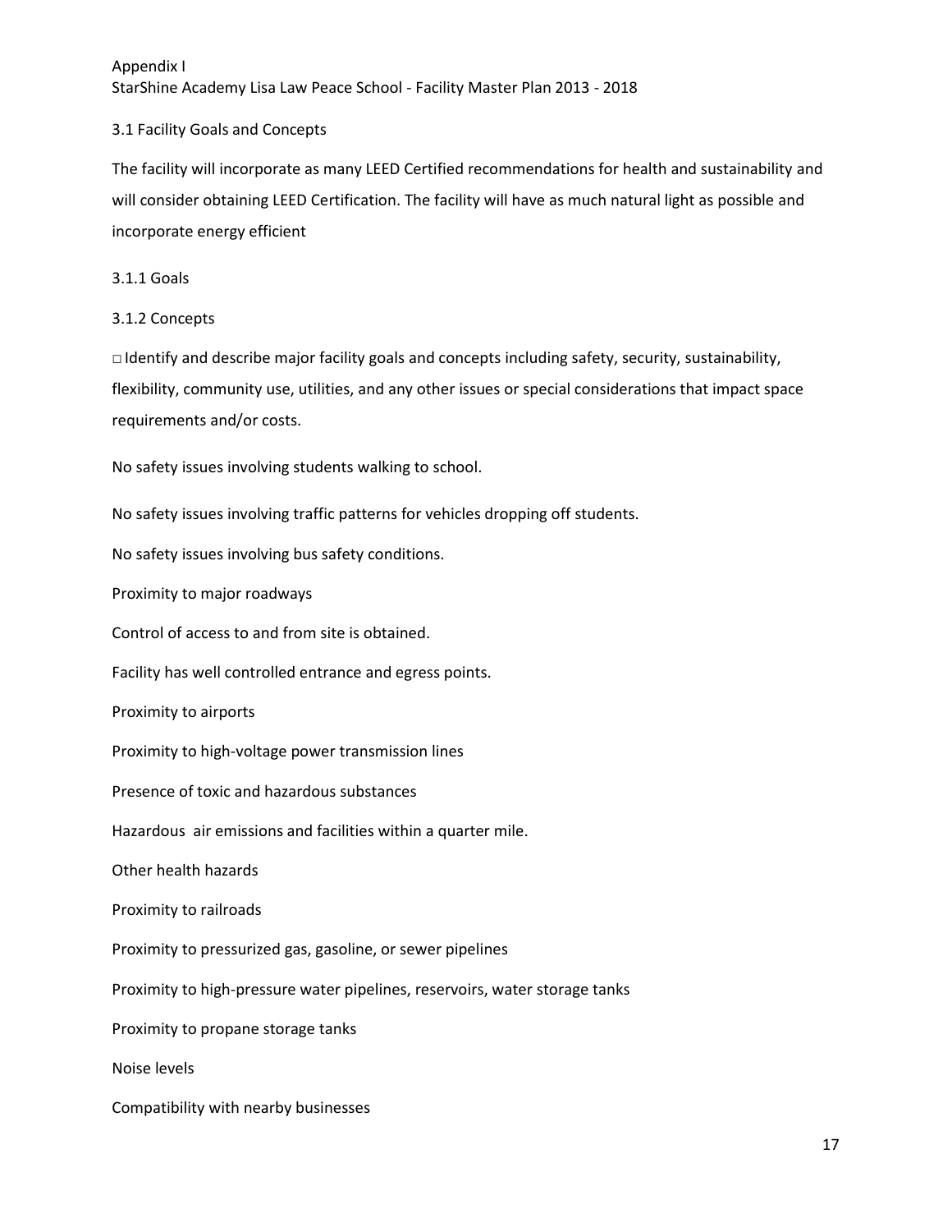Appendix I

StarShine Academy Lisa Law Peace School - Facility Master Plan 2013 - 2018

### 3.1 Facility Goals and Concepts

The facility will incorporate as many LEED Certified recommendations for health and sustainability and will consider obtaining LEED Certification. The facility will have as much natural light as possible and incorporate energy efficient

#### 3.1.1 Goals

#### 3.1.2 Concepts

□ Identify and describe major facility goals and concepts including safety, security, sustainability, flexibility, community use, utilities, and any other issues or special considerations that impact space requirements and/or costs.

No safety issues involving students walking to school.

No safety issues involving traffic patterns for vehicles dropping off students.

No safety issues involving bus safety conditions.

Proximity to major roadways

Control of access to and from site is obtained.

Facility has well controlled entrance and egress points.

Proximity to airports

Proximity to high-voltage power transmission lines

Presence of toxic and hazardous substances

Hazardous air emissions and facilities within a quarter mile.

Other health hazards

Proximity to railroads

Proximity to pressurized gas, gasoline, or sewer pipelines

Proximity to high-pressure water pipelines, reservoirs, water storage tanks

Proximity to propane storage tanks

Noise levels

Compatibility with nearby businesses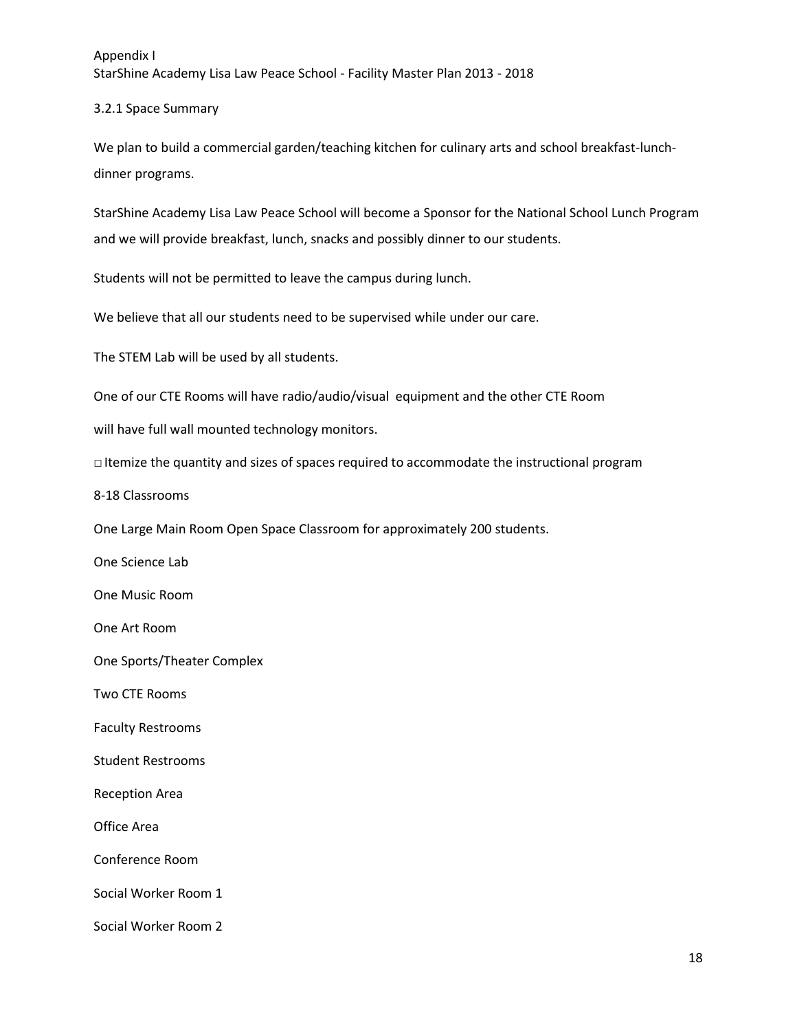Appendix I

StarShine Academy Lisa Law Peace School - Facility Master Plan 2013 - 2018

### 3.2.1 Space Summary

We plan to build a commercial garden/teaching kitchen for culinary arts and school breakfast-lunch-dinner programs.

StarShine Academy Lisa Law Peace School will become a Sponsor for the National School Lunch Program and we will provide breakfast, lunch, snacks and possibly dinner to our students.

Students will not be permitted to leave the campus during lunch.

We believe that all our students need to be supervised while under our care.

The STEM Lab will be used by all students.

One of our CTE Rooms will have radio/audio/visual equipment and the other CTE Room will have full wall mounted technology monitors.

□ Itemize the quantity and sizes of spaces required to accommodate the instructional program

8-18 Classrooms

One Large Main Room Open Space Classroom for approximately 200 students.

One Science Lab

One Music Room

One Art Room

One Sports/Theater Complex

Two CTE Rooms

Faculty Restrooms

Student Restrooms

Reception Area

Office Area

Conference Room

Social Worker Room 1

Social Worker Room 2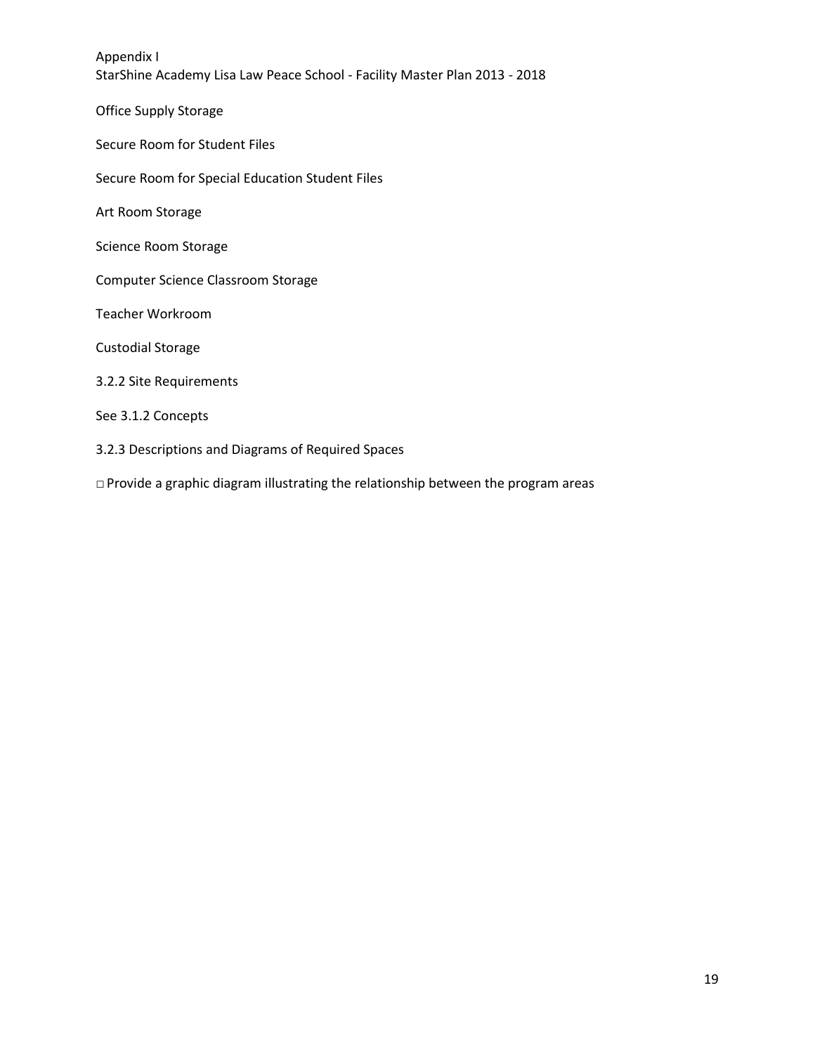Office Supply Storage

Secure Room for Student Files

Secure Room for Special Education Student Files

Art Room Storage

Science Room Storage

Computer Science Classroom Storage

Teacher Workroom

Custodial Storage

3.2.2 Site Requirements

See 3.1.2 Concepts

3.2.3 Descriptions and Diagrams of Required Spaces

□ Provide a graphic diagram illustrating the relationship between the program areas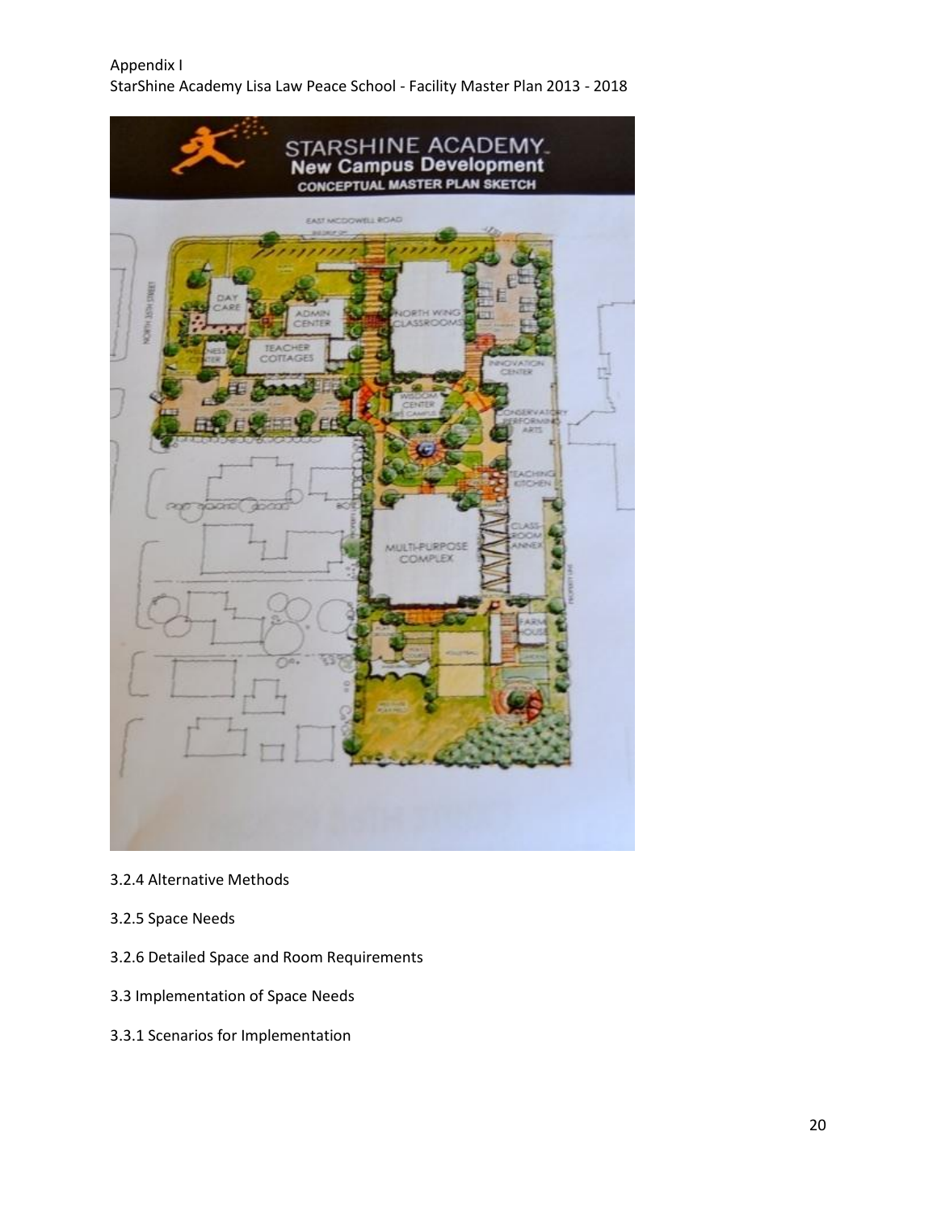Appendix I

StarShine Academy Lisa Law Peace School - Facility Master Plan 2013 - 2018

3.2.4 Alternative Methods

3.2.5 Space Needs

3.2.6 Detailed Space and Room Requirements

3.3 Implementation of Space Needs

3.3.1 Scenarios for Implementation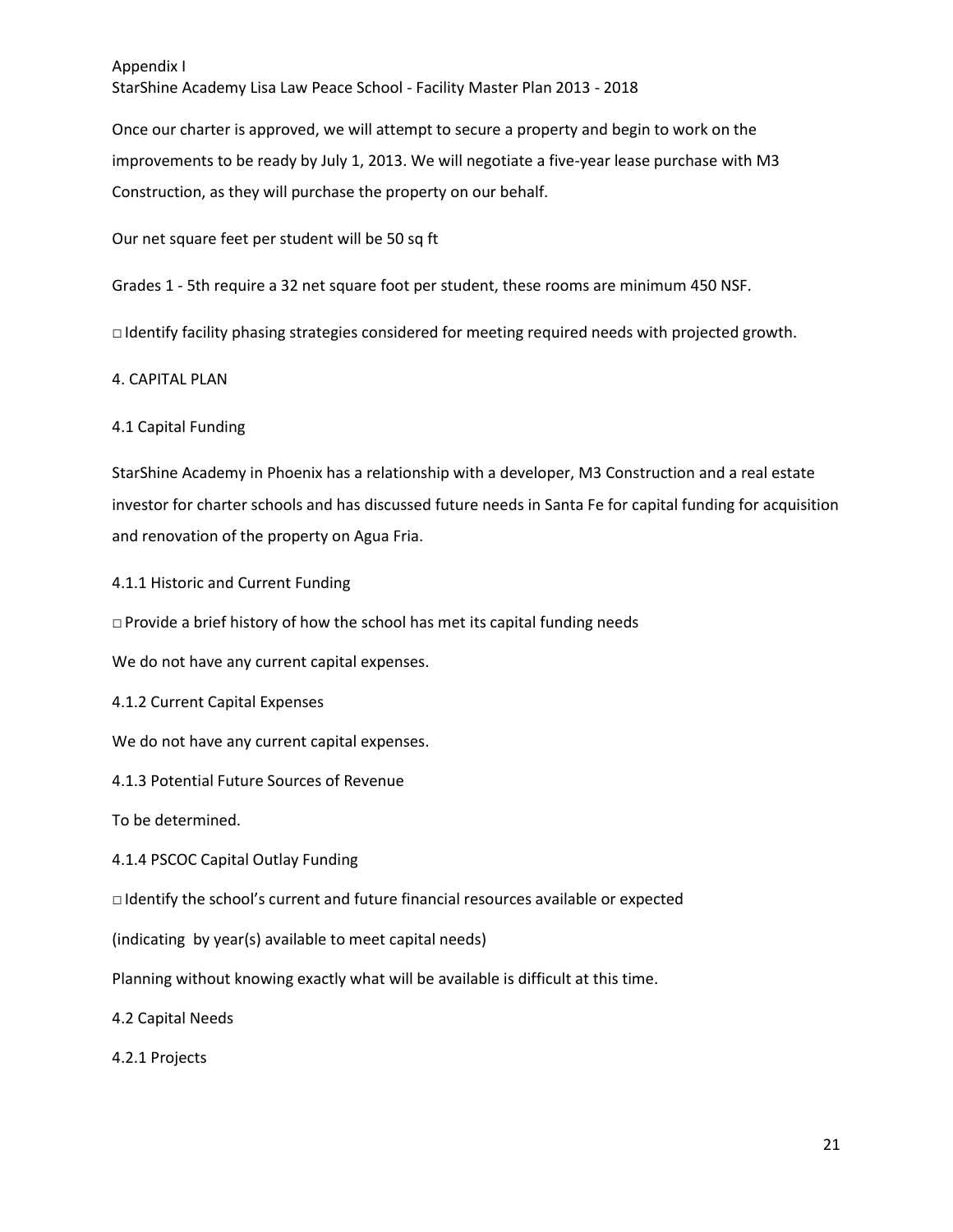Once our charter is approved, we will attempt to secure a property and begin to work on the improvements to be ready by July 1, 2013. We will negotiate a five-year lease purchase with M3 Construction, as they will purchase the property on our behalf.

Our net square feet per student will be 50 sq ft

Grades 1 - 5th require a 32 net square foot per student, these rooms are minimum 450 NSF.

□ Identify facility phasing strategies considered for meeting required needs with projected growth.

## 4. CAPITAL PLAN

### 4.1 Capital Funding

StarShine Academy in Phoenix has a relationship with a developer, M3 Construction and a real estate investor for charter schools and has discussed future needs in Santa Fe for capital funding for acquisition and renovation of the property on Agua Fria.

#### 4.1.1 Historic and Current Funding

□ Provide a brief history of how the school has met its capital funding needs

We do not have any current capital expenses.

#### 4.1.2 Current Capital Expenses

We do not have any current capital expenses.

#### 4.1.3 Potential Future Sources of Revenue

To be determined.

#### 4.1.4 PSCOC Capital Outlay Funding

□ Identify the school's current and future financial resources available or expected

(indicating by year(s) available to meet capital needs)

Planning without knowing exactly what will be available is difficult at this time.

### 4.2 Capital Needs

#### 4.2.1 Projects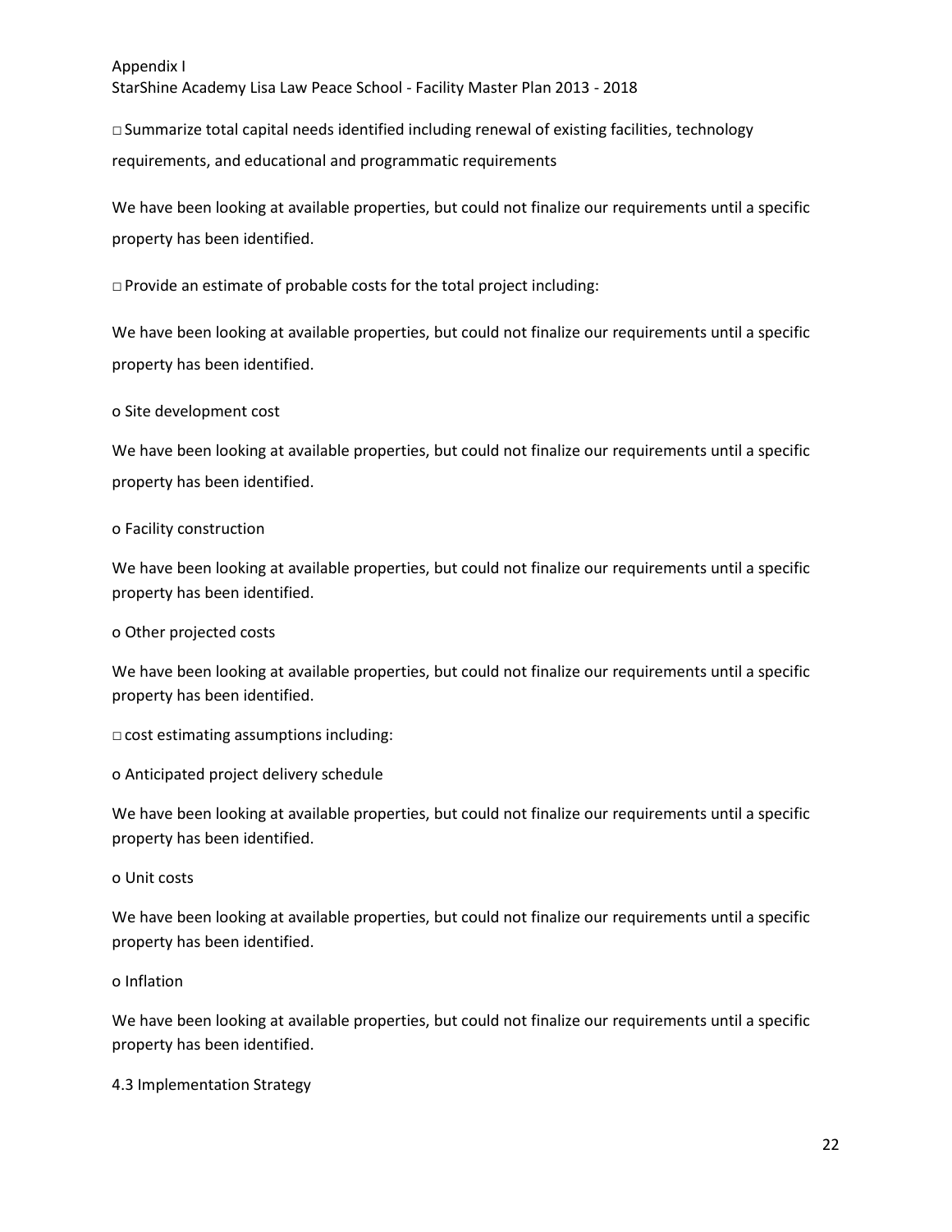□ Summarize total capital needs identified including renewal of existing facilities, technology requirements, and educational and programmatic requirements

We have been looking at available properties, but could not finalize our requirements until a specific property has been identified.

□ Provide an estimate of probable costs for the total project including:

We have been looking at available properties, but could not finalize our requirements until a specific property has been identified.

o Site development cost

We have been looking at available properties, but could not finalize our requirements until a specific property has been identified.

o Facility construction

We have been looking at available properties, but could not finalize our requirements until a specific property has been identified.

o Other projected costs

We have been looking at available properties, but could not finalize our requirements until a specific property has been identified.

□ cost estimating assumptions including:

o Anticipated project delivery schedule

We have been looking at available properties, but could not finalize our requirements until a specific property has been identified.

o Unit costs

We have been looking at available properties, but could not finalize our requirements until a specific property has been identified.

o Inflation

We have been looking at available properties, but could not finalize our requirements until a specific property has been identified.

4.3 Implementation Strategy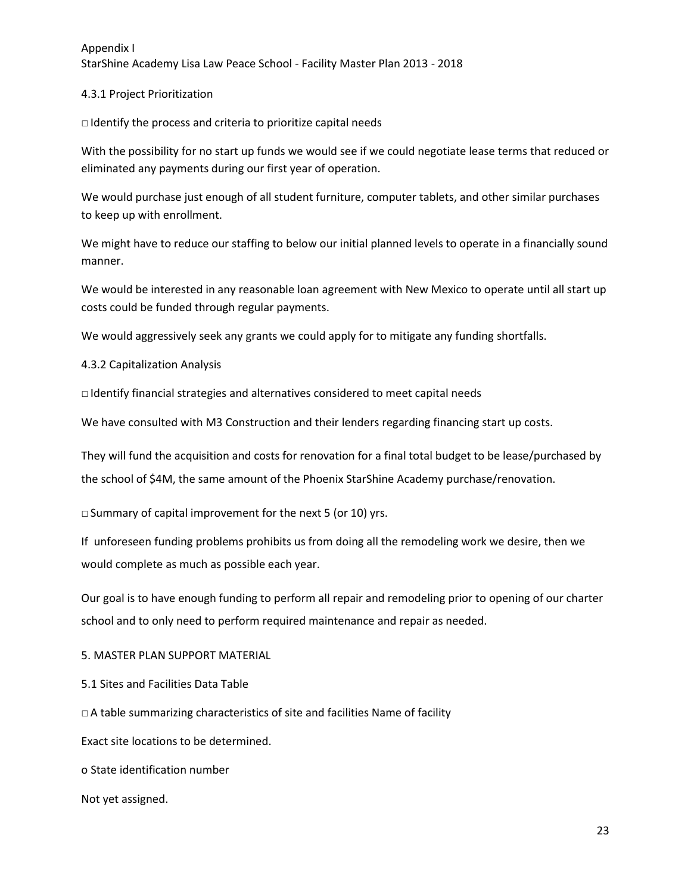4.3.1 Project Prioritization

□ Identify the process and criteria to prioritize capital needs

With the possibility for no start up funds we would see if we could negotiate lease terms that reduced or eliminated any payments during our first year of operation.

We would purchase just enough of all student furniture, computer tablets, and other similar purchases to keep up with enrollment.

We might have to reduce our staffing to below our initial planned levels to operate in a financially sound manner.

We would be interested in any reasonable loan agreement with New Mexico to operate until all start up costs could be funded through regular payments.

We would aggressively seek any grants we could apply for to mitigate any funding shortfalls.

4.3.2 Capitalization Analysis

□ Identify financial strategies and alternatives considered to meet capital needs

We have consulted with M3 Construction and their lenders regarding financing start up costs.

They will fund the acquisition and costs for renovation for a final total budget to be lease/purchased by the school of $4M, the same amount of the Phoenix StarShine Academy purchase/renovation.

□ Summary of capital improvement for the next 5 (or 10) yrs.

If unforeseen funding problems prohibits us from doing all the remodeling work we desire, then we would complete as much as possible each year.

Our goal is to have enough funding to perform all repair and remodeling prior to opening of our charter school and to only need to perform required maintenance and repair as needed.

5. MASTER PLAN SUPPORT MATERIAL

5.1 Sites and Facilities Data Table

□ A table summarizing characteristics of site and facilities Name of facility

Exact site locations to be determined.

o State identification number

Not yet assigned.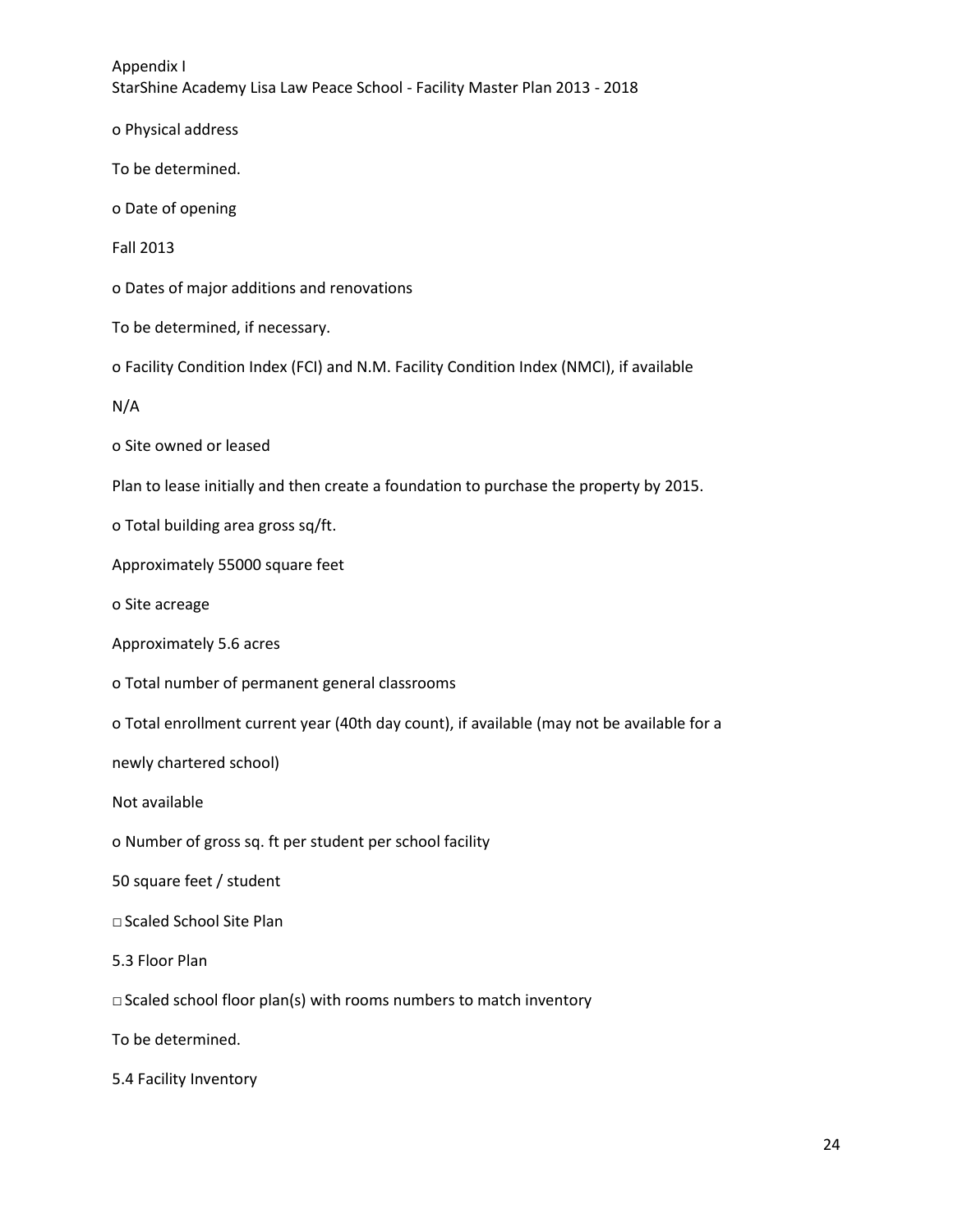Appendix I
StarShine Academy Lisa Law Peace School - Facility Master Plan 2013 - 2018

o Physical address

To be determined.

o Date of opening

Fall 2013

o Dates of major additions and renovations

To be determined, if necessary.

o Facility Condition Index (FCI) and N.M. Facility Condition Index (NMCI), if available

N/A

o Site owned or leased

Plan to lease initially and then create a foundation to purchase the property by 2015.

o Total building area gross sq/ft.

Approximately 55000 square feet

o Site acreage

Approximately 5.6 acres

o Total number of permanent general classrooms

o Total enrollment current year (40th day count), if available (may not be available for a newly chartered school)

Not available

o Number of gross sq. ft per student per school facility

50 square feet / student

□ Scaled School Site Plan

5.3 Floor Plan

□ Scaled school floor plan(s) with rooms numbers to match inventory

To be determined.

5.4 Facility Inventory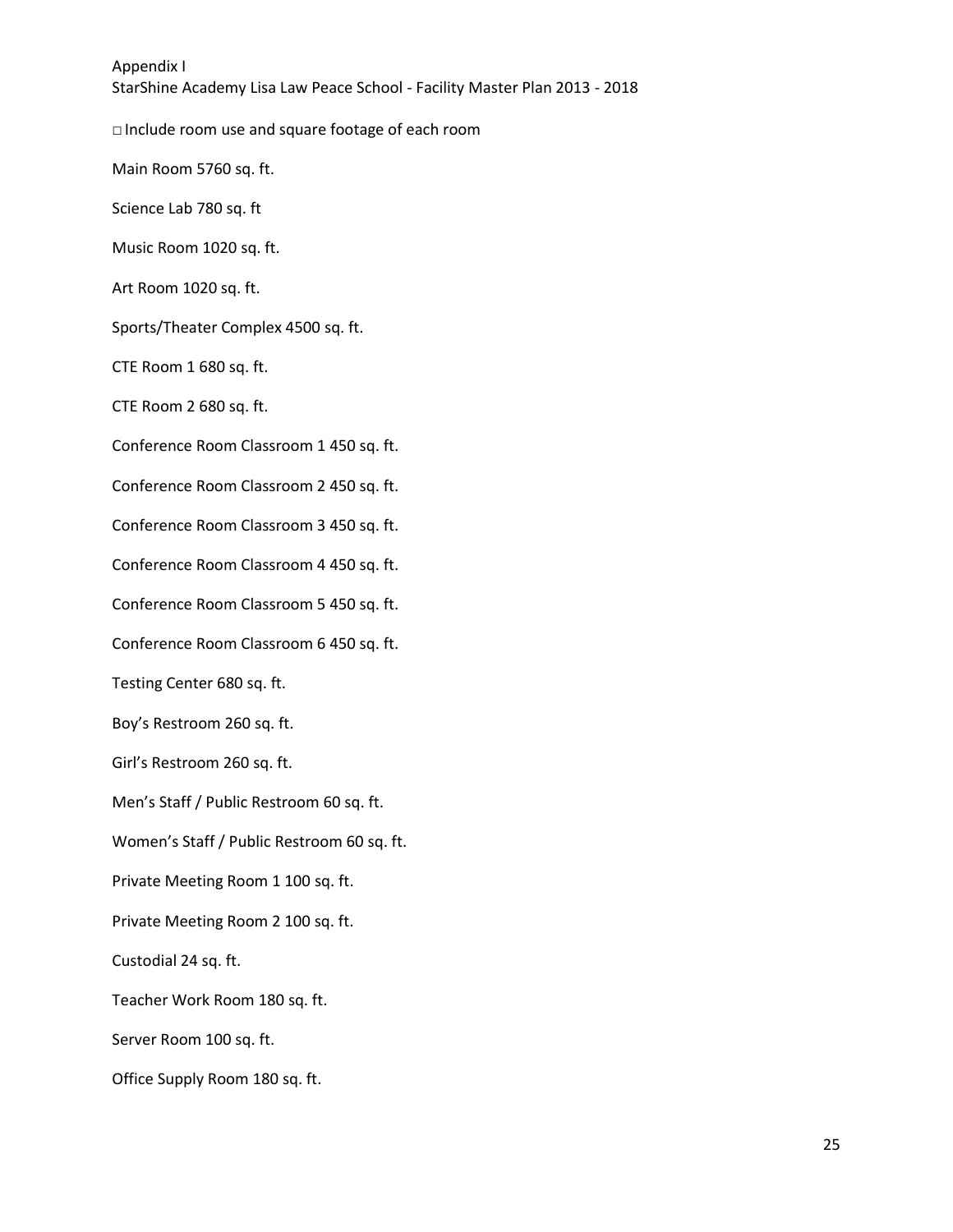Appendix I

StarShine Academy Lisa Law Peace School - Facility Master Plan 2013 - 2018

□ Include room use and square footage of each room

Main Room 5760 sq. ft.

Science Lab 780 sq. ft

Music Room 1020 sq. ft.

Art Room 1020 sq. ft.

Sports/Theater Complex 4500 sq. ft.

CTE Room 1 680 sq. ft.

CTE Room 2 680 sq. ft.

Conference Room Classroom 1 450 sq. ft.

Conference Room Classroom 2 450 sq. ft.

Conference Room Classroom 3 450 sq. ft.

Conference Room Classroom 4 450 sq. ft.

Conference Room Classroom 5 450 sq. ft.

Conference Room Classroom 6 450 sq. ft.

Testing Center 680 sq. ft.

Boy's Restroom 260 sq. ft.

Girl's Restroom 260 sq. ft.

Men's Staff / Public Restroom 60 sq. ft.

Women's Staff / Public Restroom 60 sq. ft.

Private Meeting Room 1 100 sq. ft.

Private Meeting Room 2 100 sq. ft.

Custodial 24 sq. ft.

Teacher Work Room 180 sq. ft.

Server Room 100 sq. ft.

Office Supply Room 180 sq. ft.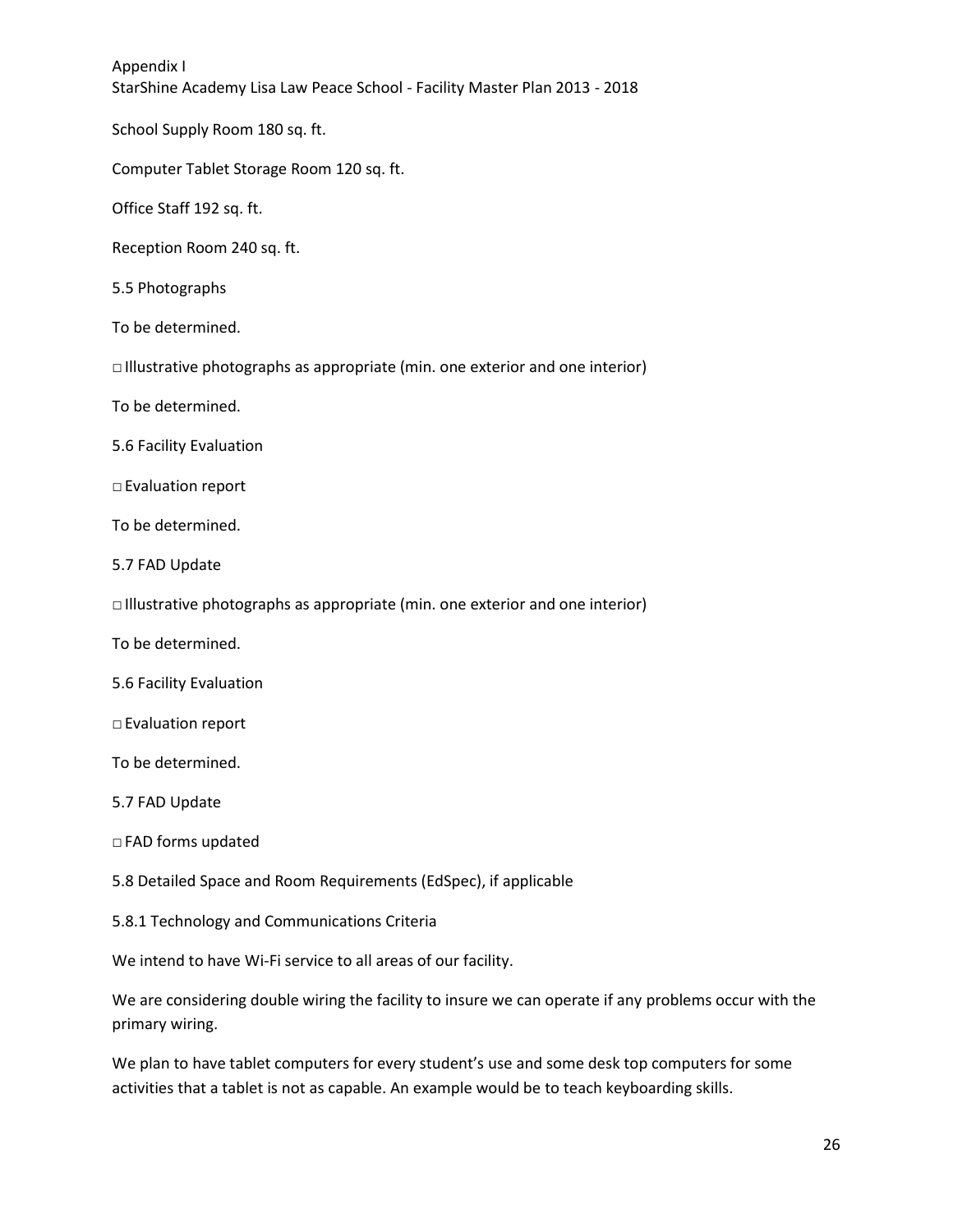School Supply Room 180 sq. ft.

Computer Tablet Storage Room 120 sq. ft.

Office Staff 192 sq. ft.

Reception Room 240 sq. ft.

5.5 Photographs

To be determined.

□ Illustrative photographs as appropriate (min. one exterior and one interior)

To be determined.

5.6 Facility Evaluation

□ Evaluation report

To be determined.

5.7 FAD Update

□ Illustrative photographs as appropriate (min. one exterior and one interior)

To be determined.

5.6 Facility Evaluation

□ Evaluation report

To be determined.

5.7 FAD Update

□ FAD forms updated

5.8 Detailed Space and Room Requirements (EdSpec), if applicable

5.8.1 Technology and Communications Criteria

We intend to have Wi-Fi service to all areas of our facility.

We are considering double wiring the facility to insure we can operate if any problems occur with the primary wiring.

We plan to have tablet computers for every student's use and some desk top computers for some activities that a tablet is not as capable. An example would be to teach keyboarding skills.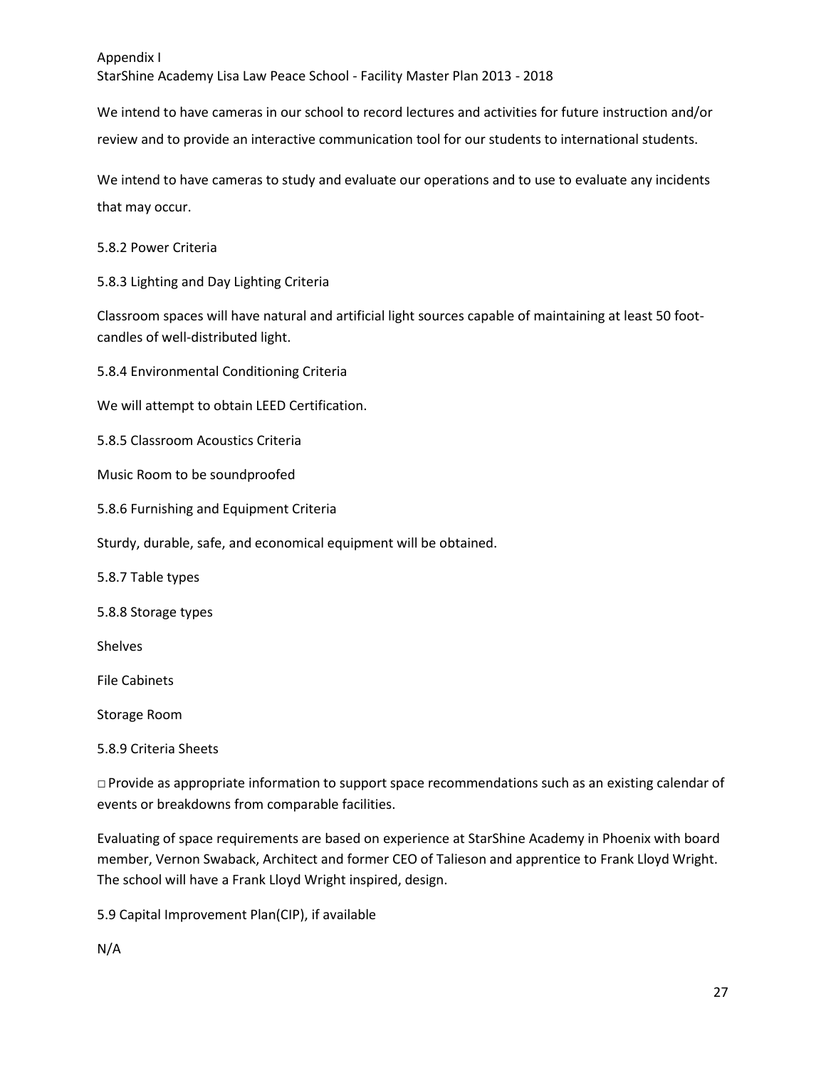We intend to have cameras in our school to record lectures and activities for future instruction and/or review and to provide an interactive communication tool for our students to international students.

We intend to have cameras to study and evaluate our operations and to use to evaluate any incidents that may occur.

5.8.2 Power Criteria

5.8.3 Lighting and Day Lighting Criteria

Classroom spaces will have natural and artificial light sources capable of maintaining at least 50 foot-candles of well-distributed light.

5.8.4 Environmental Conditioning Criteria

We will attempt to obtain LEED Certification.

5.8.5 Classroom Acoustics Criteria

Music Room to be soundproofed

5.8.6 Furnishing and Equipment Criteria

Sturdy, durable, safe, and economical equipment will be obtained.

5.8.7 Table types

5.8.8 Storage types

Shelves

File Cabinets

Storage Room

5.8.9 Criteria Sheets

□ Provide as appropriate information to support space recommendations such as an existing calendar of events or breakdowns from comparable facilities.

Evaluating of space requirements are based on experience at StarShine Academy in Phoenix with board member, Vernon Swaback, Architect and former CEO of Talieson and apprentice to Frank Lloyd Wright. The school will have a Frank Lloyd Wright inspired, design.

5.9 Capital Improvement Plan(CIP), if available

N/A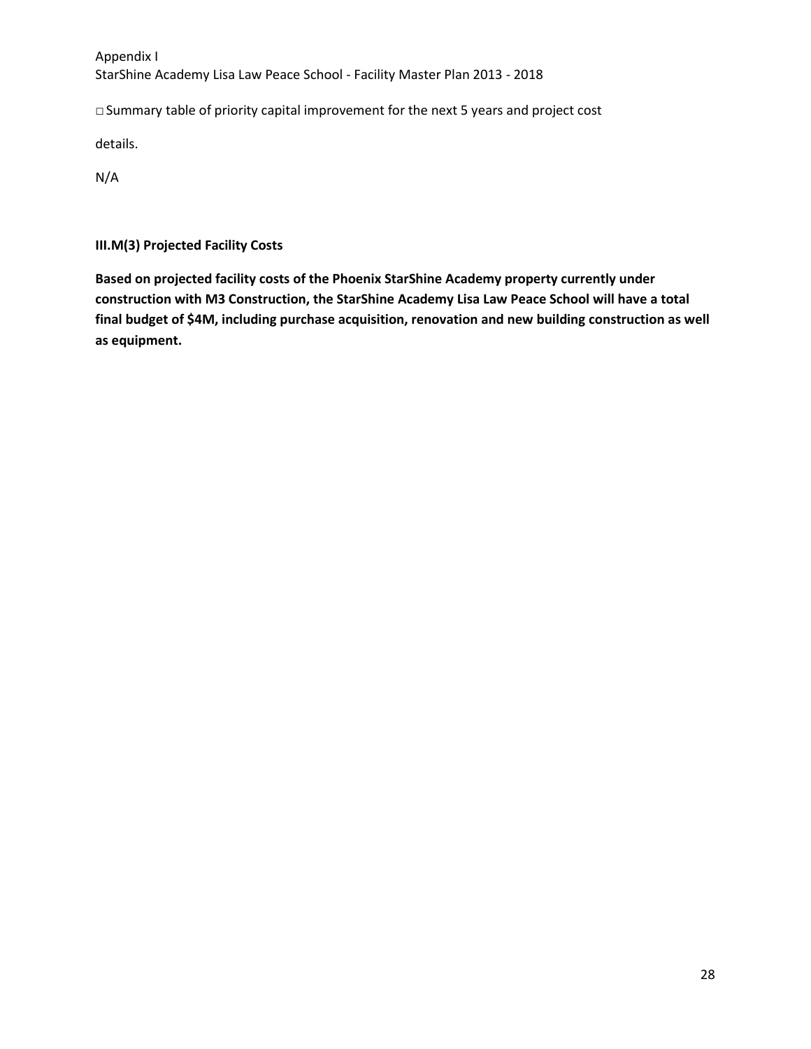Appendix I
StarShine Academy Lisa Law Peace School - Facility Master Plan 2013 - 2018

□ Summary table of priority capital improvement for the next 5 years and project cost

details.

N/A

**III.M(3) Projected Facility Costs**

**Based on projected facility costs of the Phoenix StarShine Academy property currently under construction with M3 Construction, the StarShine Academy Lisa Law Peace School will have a total final budget of $4M, including purchase acquisition, renovation and new building construction as well as equipment.**